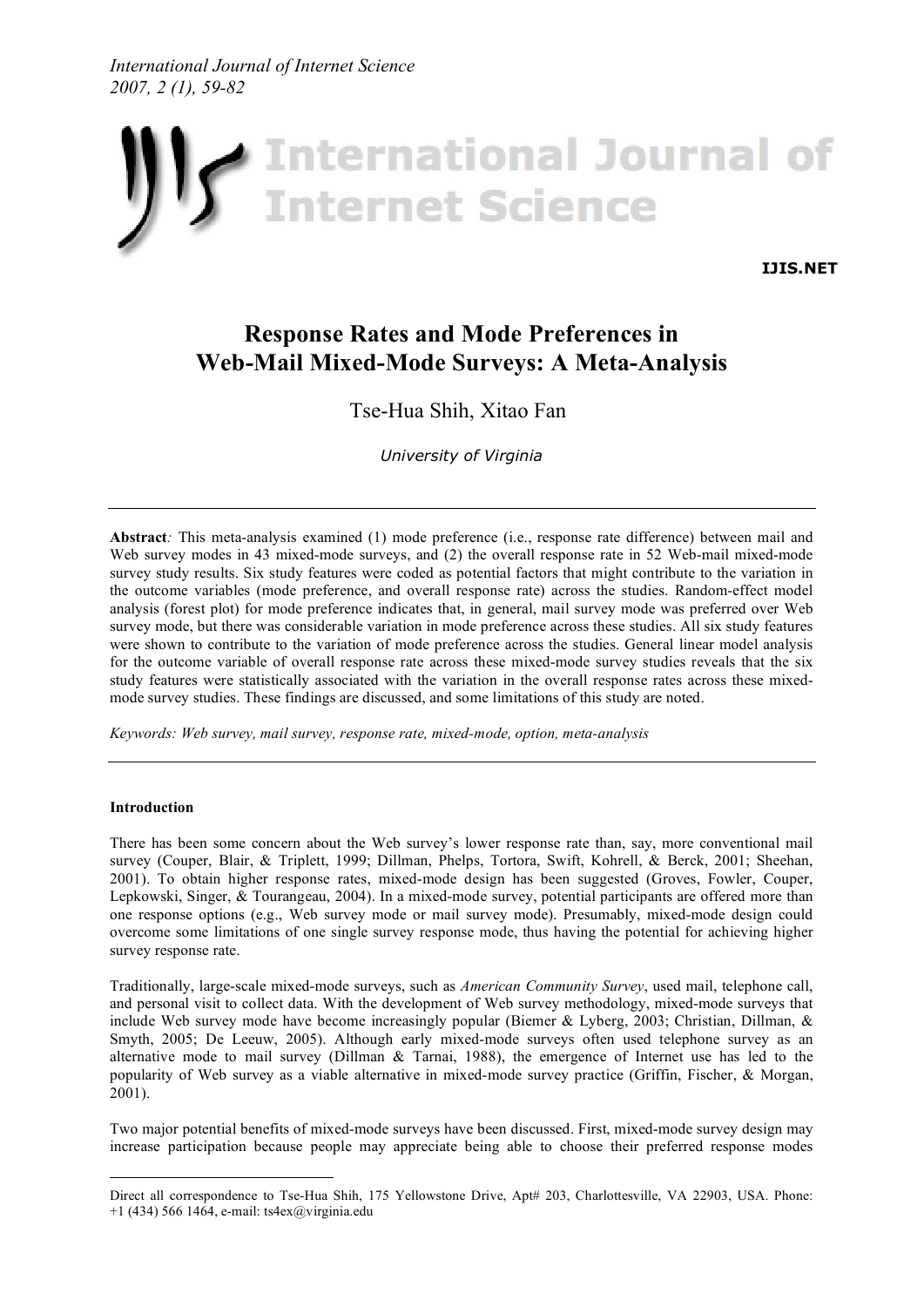# Response Rates and Mode Preferences in Web-Mail Mixed-Mode Surveys: A Meta-Analysis

Tse-Hua Shih, Xitao Fan

*University of Virginia*

---

**Abstract***:* This meta-analysis examined (1) mode preference (i.e., response rate difference) between mail and Web survey modes in 43 mixed-mode surveys, and (2) the overall response rate in 52 Web-mail mixed-mode survey study results. Six study features were coded as potential factors that might contribute to the variation in the outcome variables (mode preference, and overall response rate) across the studies. Random-effect model analysis (forest plot) for mode preference indicates that, in general, mail survey mode was preferred over Web survey mode, but there was considerable variation in mode preference across these studies. All six study features were shown to contribute to the variation of mode preference across the studies. General linear model analysis for the outcome variable of overall response rate across these mixed-mode survey studies reveals that the six study features were statistically associated with the variation in the overall response rates across these mixed-mode survey studies. These findings are discussed, and some limitations of this study are noted.

*Keywords: Web survey, mail survey, response rate, mixed-mode, option, meta-analysis*

---

**Introduction**

There has been some concern about the Web survey's lower response rate than, say, more conventional mail survey (Couper, Blair, & Triplett, 1999; Dillman, Phelps, Tortora, Swift, Kohrell, & Berck, 2001; Sheehan, 2001). To obtain higher response rates, mixed-mode design has been suggested (Groves, Fowler, Couper, Lepkowski, Singer, & Tourangeau, 2004). In a mixed-mode survey, potential participants are offered more than one response options (e.g., Web survey mode or mail survey mode). Presumably, mixed-mode design could overcome some limitations of one single survey response mode, thus having the potential for achieving higher survey response rate.

Traditionally, large-scale mixed-mode surveys, such as *American Community Survey*, used mail, telephone call, and personal visit to collect data. With the development of Web survey methodology, mixed-mode surveys that include Web survey mode have become increasingly popular (Biemer & Lyberg, 2003; Christian, Dillman, & Smyth, 2005; De Leeuw, 2005). Although early mixed-mode surveys often used telephone survey as an alternative mode to mail survey (Dillman & Tarnai, 1988), the emergence of Internet use has led to the popularity of Web survey as a viable alternative in mixed-mode survey practice (Griffin, Fischer, & Morgan, 2001).

Two major potential benefits of mixed-mode surveys have been discussed. First, mixed-mode survey design may increase participation because people may appreciate being able to choose their preferred response modes

---

Direct all correspondence to Tse-Hua Shih, 175 Yellowstone Drive, Apt# 203, Charlottesville, VA 22903, USA. Phone: +1 (434) 566 1464, e-mail: ts4ex@virginia.edu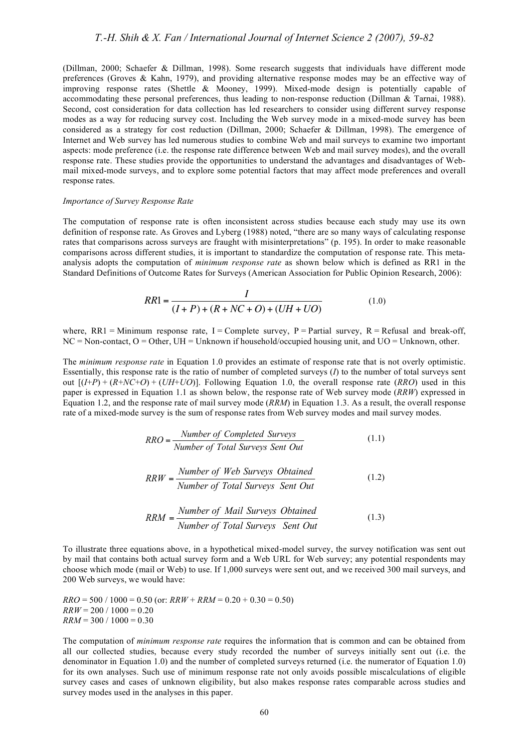(Dillman, 2000; Schaefer & Dillman, 1998). Some research suggests that individuals have different mode preferences (Groves & Kahn, 1979), and providing alternative response modes may be an effective way of improving response rates (Shettle & Mooney, 1999). Mixed-mode design is potentially capable of accommodating these personal preferences, thus leading to non-response reduction (Dillman & Tarnai, 1988). Second, cost consideration for data collection has led researchers to consider using different survey response modes as a way for reducing survey cost. Including the Web survey mode in a mixed-mode survey has been considered as a strategy for cost reduction (Dillman, 2000; Schaefer & Dillman, 1998). The emergence of Internet and Web survey has led numerous studies to combine Web and mail surveys to examine two important aspects: mode preference (i.e. the response rate difference between Web and mail survey modes), and the overall response rate. These studies provide the opportunities to understand the advantages and disadvantages of Web-mail mixed-mode surveys, and to explore some potential factors that may affect mode preferences and overall response rates.

### *Importance of Survey Response Rate*

The computation of response rate is often inconsistent across studies because each study may use its own definition of response rate. As Groves and Lyberg (1988) noted, "there are so many ways of calculating response rates that comparisons across surveys are fraught with misinterpretations" (p. 195). In order to make reasonable comparisons across different studies, it is important to standardize the computation of response rate. This meta-analysis adopts the computation of *minimum response rate* as shown below which is defined as RR1 in the Standard Definitions of Outcome Rates for Surveys (American Association for Public Opinion Research, 2006):

$$RR1 = \frac{I}{(I+P)+(R+NC+O)+(UH+UO)} \qquad (1.0)$$

where, RR1 = Minimum response rate, I = Complete survey, P = Partial survey, R = Refusal and break-off, NC = Non-contact, O = Other, UH = Unknown if household/occupied housing unit, and UO = Unknown, other.

The *minimum response rate* in Equation 1.0 provides an estimate of response rate that is not overly optimistic. Essentially, this response rate is the ratio of number of completed surveys ($I$) to the number of total surveys sent out $[(I+P) + (R+NC+O) + (UH+UO)]$. Following Equation 1.0, the overall response rate (*RRO*) used in this paper is expressed in Equation 1.1 as shown below, the response rate of Web survey mode (*RRW*) expressed in Equation 1.2, and the response rate of mail survey mode (*RRM*) in Equation 1.3. As a result, the overall response rate of a mixed-mode survey is the sum of response rates from Web survey modes and mail survey modes.

$$RRO = \frac{\textit{Number of Completed Surveys}}{\textit{Number of Total Surveys Sent Out}} \qquad (1.1)$$

$$RRW = \frac{\textit{Number of Web Surveys Obtained}}{\textit{Number of Total Surveys Sent Out}} \qquad (1.2)$$

$$RRM = \frac{\textit{Number of Mail Surveys Obtained}}{\textit{Number of Total Surveys Sent Out}} \qquad (1.3)$$

To illustrate three equations above, in a hypothetical mixed-model survey, the survey notification was sent out by mail that contains both actual survey form and a Web URL for Web survey; any potential respondents may choose which mode (mail or Web) to use. If 1,000 surveys were sent out, and we received 300 mail surveys, and 200 Web surveys, we would have:

*RRO* = 500 / 1000 = 0.50 (or: *RRW* + *RRM* = 0.20 + 0.30 = 0.50)  
*RRW* = 200 / 1000 = 0.20  
*RRM* = 300 / 1000 = 0.30

The computation of *minimum response rate* requires the information that is common and can be obtained from all our collected studies, because every study recorded the number of surveys initially sent out (i.e. the denominator in Equation 1.0) and the number of completed surveys returned (i.e. the numerator of Equation 1.0) for its own analyses. Such use of minimum response rate not only avoids possible miscalculations of eligible survey cases and cases of unknown eligibility, but also makes response rates comparable across studies and survey modes used in the analyses in this paper.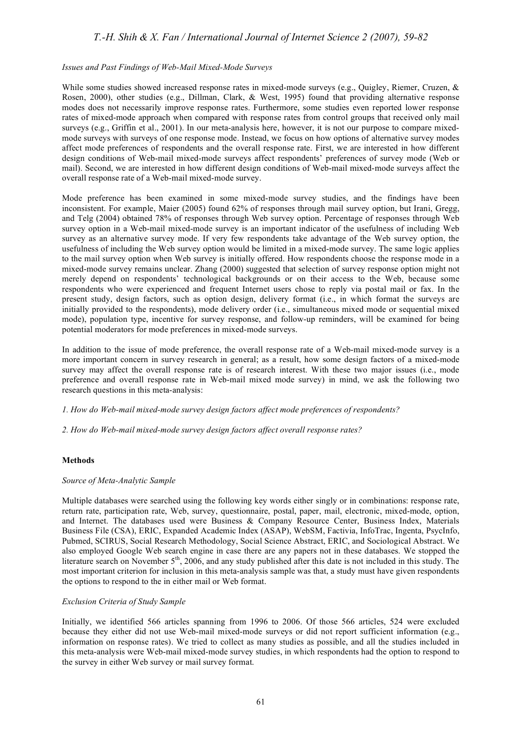*Issues and Past Findings of Web-Mail Mixed-Mode Surveys*

While some studies showed increased response rates in mixed-mode surveys (e.g., Quigley, Riemer, Cruzen, & Rosen, 2000), other studies (e.g., Dillman, Clark, & West, 1995) found that providing alternative response modes does not necessarily improve response rates. Furthermore, some studies even reported lower response rates of mixed-mode approach when compared with response rates from control groups that received only mail surveys (e.g., Griffin et al., 2001). In our meta-analysis here, however, it is not our purpose to compare mixed-mode surveys with surveys of one response mode. Instead, we focus on how options of alternative survey modes affect mode preferences of respondents and the overall response rate. First, we are interested in how different design conditions of Web-mail mixed-mode surveys affect respondents' preferences of survey mode (Web or mail). Second, we are interested in how different design conditions of Web-mail mixed-mode surveys affect the overall response rate of a Web-mail mixed-mode survey.

Mode preference has been examined in some mixed-mode survey studies, and the findings have been inconsistent. For example, Maier (2005) found 62% of responses through mail survey option, but Irani, Gregg, and Telg (2004) obtained 78% of responses through Web survey option. Percentage of responses through Web survey option in a Web-mail mixed-mode survey is an important indicator of the usefulness of including Web survey as an alternative survey mode. If very few respondents take advantage of the Web survey option, the usefulness of including the Web survey option would be limited in a mixed-mode survey. The same logic applies to the mail survey option when Web survey is initially offered. How respondents choose the response mode in a mixed-mode survey remains unclear. Zhang (2000) suggested that selection of survey response option might not merely depend on respondents' technological backgrounds or on their access to the Web, because some respondents who were experienced and frequent Internet users chose to reply via postal mail or fax. In the present study, design factors, such as option design, delivery format (i.e., in which format the surveys are initially provided to the respondents), mode delivery order (i.e., simultaneous mixed mode or sequential mixed mode), population type, incentive for survey response, and follow-up reminders, will be examined for being potential moderators for mode preferences in mixed-mode surveys.

In addition to the issue of mode preference, the overall response rate of a Web-mail mixed-mode survey is a more important concern in survey research in general; as a result, how some design factors of a mixed-mode survey may affect the overall response rate is of research interest. With these two major issues (i.e., mode preference and overall response rate in Web-mail mixed mode survey) in mind, we ask the following two research questions in this meta-analysis:

*1. How do Web-mail mixed-mode survey design factors affect mode preferences of respondents?*

*2. How do Web-mail mixed-mode survey design factors affect overall response rates?*

## Methods

*Source of Meta-Analytic Sample*

Multiple databases were searched using the following key words either singly or in combinations: response rate, return rate, participation rate, Web, survey, questionnaire, postal, paper, mail, electronic, mixed-mode, option, and Internet. The databases used were Business & Company Resource Center, Business Index, Materials Business File (CSA), ERIC, Expanded Academic Index (ASAP), WebSM, Factivia, InfoTrac, Ingenta, PsycInfo, Pubmed, SCIRUS, Social Research Methodology, Social Science Abstract, ERIC, and Sociological Abstract. We also employed Google Web search engine in case there are any papers not in these databases. We stopped the literature search on November 5th, 2006, and any study published after this date is not included in this study. The most important criterion for inclusion in this meta-analysis sample was that, a study must have given respondents the options to respond to the in either mail or Web format.

*Exclusion Criteria of Study Sample*

Initially, we identified 566 articles spanning from 1996 to 2006. Of those 566 articles, 524 were excluded because they either did not use Web-mail mixed-mode surveys or did not report sufficient information (e.g., information on response rates). We tried to collect as many studies as possible, and all the studies included in this meta-analysis were Web-mail mixed-mode survey studies, in which respondents had the option to respond to the survey in either Web survey or mail survey format.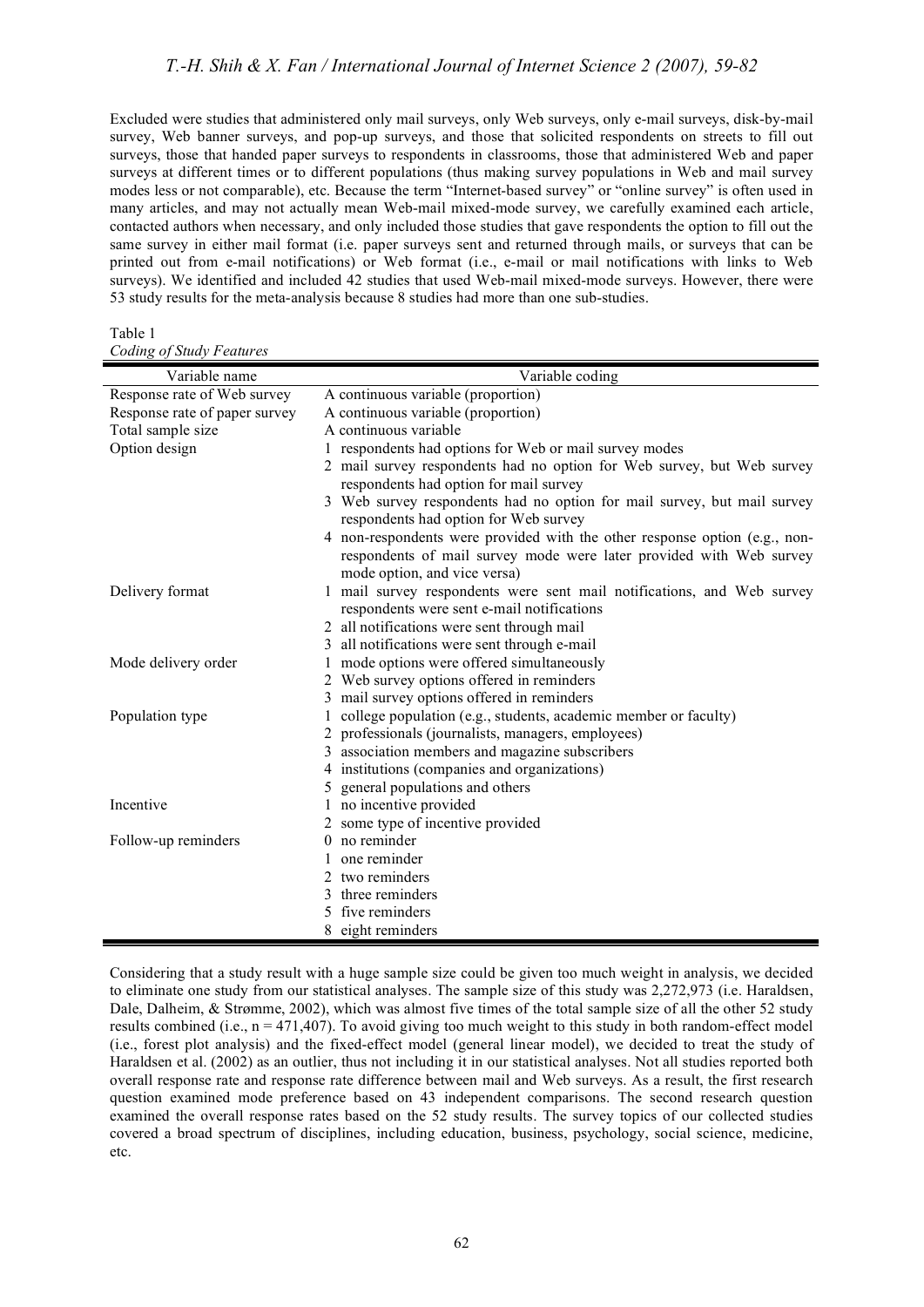Excluded were studies that administered only mail surveys, only Web surveys, only e-mail surveys, disk-by-mail survey, Web banner surveys, and pop-up surveys, and those that solicited respondents on streets to fill out surveys, those that handed paper surveys to respondents in classrooms, those that administered Web and paper surveys at different times or to different populations (thus making survey populations in Web and mail survey modes less or not comparable), etc. Because the term "Internet-based survey" or "online survey" is often used in many articles, and may not actually mean Web-mail mixed-mode survey, we carefully examined each article, contacted authors when necessary, and only included those studies that gave respondents the option to fill out the same survey in either mail format (i.e. paper surveys sent and returned through mails, or surveys that can be printed out from e-mail notifications) or Web format (i.e., e-mail or mail notifications with links to Web surveys). We identified and included 42 studies that used Web-mail mixed-mode surveys. However, there were 53 study results for the meta-analysis because 8 studies had more than one sub-studies.

Table 1
*Coding of Study Features*

| Variable name | Variable coding |
|---|---|
| Response rate of Web survey | A continuous variable (proportion) |
| Response rate of paper survey | A continuous variable (proportion) |
| Total sample size | A continuous variable |
| Option design | 1 respondents had options for Web or mail survey modes |
| | 2 mail survey respondents had no option for Web survey, but Web survey respondents had option for mail survey |
| | 3 Web survey respondents had no option for mail survey, but mail survey respondents had option for Web survey |
| | 4 non-respondents were provided with the other response option (e.g., non-respondents of mail survey mode were later provided with Web survey mode option, and vice versa) |
| Delivery format | 1 mail survey respondents were sent mail notifications, and Web survey respondents were sent e-mail notifications |
| | 2 all notifications were sent through mail |
| | 3 all notifications were sent through e-mail |
| Mode delivery order | 1 mode options were offered simultaneously |
| | 2 Web survey options offered in reminders |
| | 3 mail survey options offered in reminders |
| Population type | 1 college population (e.g., students, academic member or faculty) |
| | 2 professionals (journalists, managers, employees) |
| | 3 association members and magazine subscribers |
| | 4 institutions (companies and organizations) |
| | 5 general populations and others |
| Incentive | 1 no incentive provided |
| | 2 some type of incentive provided |
| Follow-up reminders | 0 no reminder |
| | 1 one reminder |
| | 2 two reminders |
| | 3 three reminders |
| | 5 five reminders |
| | 8 eight reminders |

Considering that a study result with a huge sample size could be given too much weight in analysis, we decided to eliminate one study from our statistical analyses. The sample size of this study was 2,272,973 (i.e. Haraldsen, Dale, Dalheim, & Strømme, 2002), which was almost five times of the total sample size of all the other 52 study results combined (i.e., $n = 471{,}407$). To avoid giving too much weight to this study in both random-effect model (i.e., forest plot analysis) and the fixed-effect model (general linear model), we decided to treat the study of Haraldsen et al. (2002) as an outlier, thus not including it in our statistical analyses. Not all studies reported both overall response rate and response rate difference between mail and Web surveys. As a result, the first research question examined mode preference based on 43 independent comparisons. The second research question examined the overall response rates based on the 52 study results. The survey topics of our collected studies covered a broad spectrum of disciplines, including education, business, psychology, social science, medicine, etc.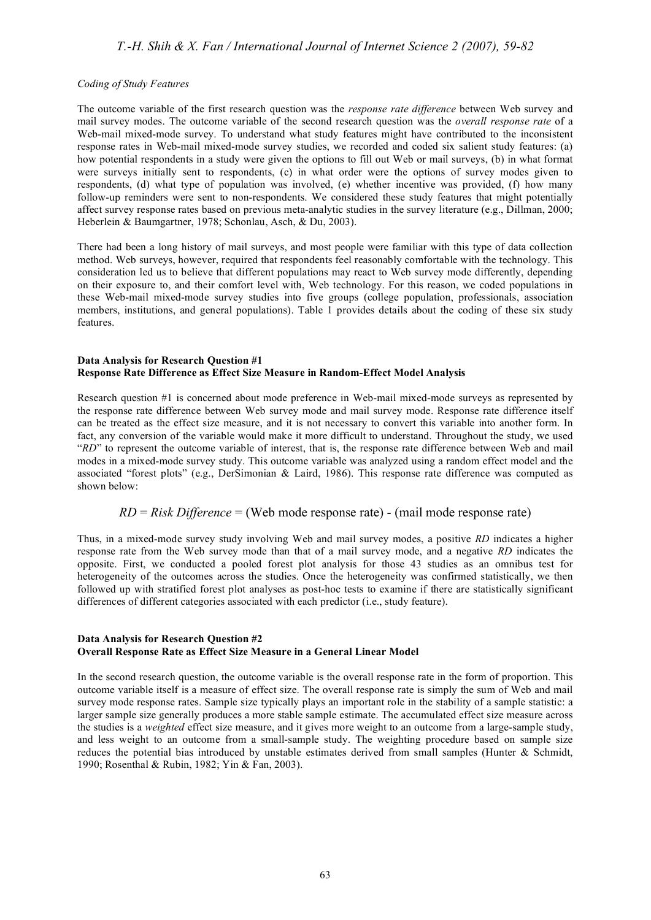*Coding of Study Features*

The outcome variable of the first research question was the *response rate difference* between Web survey and mail survey modes. The outcome variable of the second research question was the *overall response rate* of a Web-mail mixed-mode survey. To understand what study features might have contributed to the inconsistent response rates in Web-mail mixed-mode survey studies, we recorded and coded six salient study features: (a) how potential respondents in a study were given the options to fill out Web or mail surveys, (b) in what format were surveys initially sent to respondents, (c) in what order were the options of survey modes given to respondents, (d) what type of population was involved, (e) whether incentive was provided, (f) how many follow-up reminders were sent to non-respondents. We considered these study features that might potentially affect survey response rates based on previous meta-analytic studies in the survey literature (e.g., Dillman, 2000; Heberlein & Baumgartner, 1978; Schonlau, Asch, & Du, 2003).

There had been a long history of mail surveys, and most people were familiar with this type of data collection method. Web surveys, however, required that respondents feel reasonably comfortable with the technology. This consideration led us to believe that different populations may react to Web survey mode differently, depending on their exposure to, and their comfort level with, Web technology. For this reason, we coded populations in these Web-mail mixed-mode survey studies into five groups (college population, professionals, association members, institutions, and general populations). Table 1 provides details about the coding of these six study features.

**Data Analysis for Research Question #1**
**Response Rate Difference as Effect Size Measure in Random-Effect Model Analysis**

Research question #1 is concerned about mode preference in Web-mail mixed-mode surveys as represented by the response rate difference between Web survey mode and mail survey mode. Response rate difference itself can be treated as the effect size measure, and it is not necessary to convert this variable into another form. In fact, any conversion of the variable would make it more difficult to understand. Throughout the study, we used "*RD*" to represent the outcome variable of interest, that is, the response rate difference between Web and mail modes in a mixed-mode survey study. This outcome variable was analyzed using a random effect model and the associated "forest plots" (e.g., DerSimonian & Laird, 1986). This response rate difference was computed as shown below:

$$RD = \textit{Risk Difference} = \text{(Web mode response rate) - (mail mode response rate)}$$

Thus, in a mixed-mode survey study involving Web and mail survey modes, a positive *RD* indicates a higher response rate from the Web survey mode than that of a mail survey mode, and a negative *RD* indicates the opposite. First, we conducted a pooled forest plot analysis for those 43 studies as an omnibus test for heterogeneity of the outcomes across the studies. Once the heterogeneity was confirmed statistically, we then followed up with stratified forest plot analyses as post-hoc tests to examine if there are statistically significant differences of different categories associated with each predictor (i.e., study feature).

**Data Analysis for Research Question #2**
**Overall Response Rate as Effect Size Measure in a General Linear Model**

In the second research question, the outcome variable is the overall response rate in the form of proportion. This outcome variable itself is a measure of effect size. The overall response rate is simply the sum of Web and mail survey mode response rates. Sample size typically plays an important role in the stability of a sample statistic: a larger sample size generally produces a more stable sample estimate. The accumulated effect size measure across the studies is a *weighted* effect size measure, and it gives more weight to an outcome from a large-sample study, and less weight to an outcome from a small-sample study. The weighting procedure based on sample size reduces the potential bias introduced by unstable estimates derived from small samples (Hunter & Schmidt, 1990; Rosenthal & Rubin, 1982; Yin & Fan, 2003).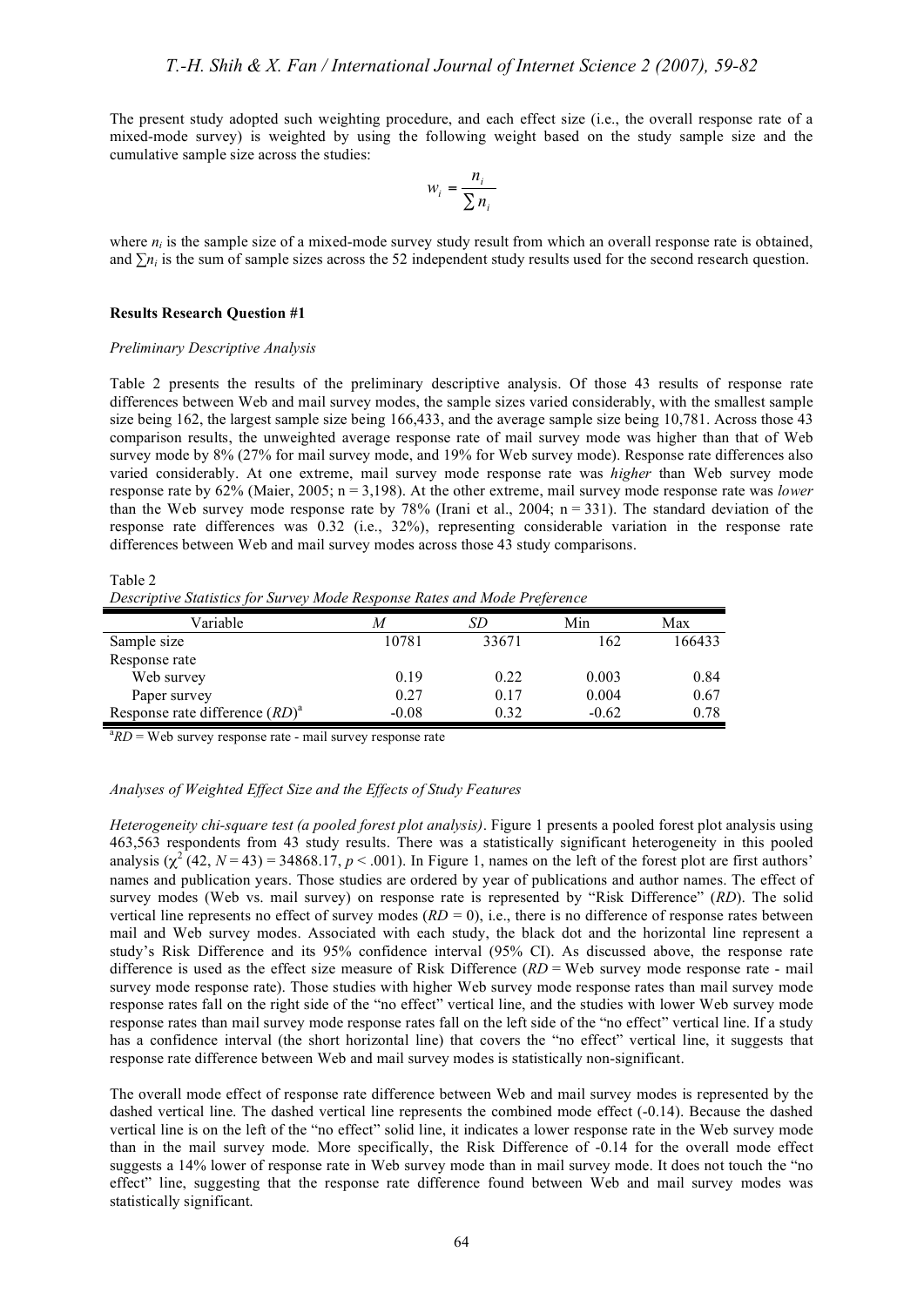The present study adopted such weighting procedure, and each effect size (i.e., the overall response rate of a mixed-mode survey) is weighted by using the following weight based on the study sample size and the cumulative sample size across the studies:

$$w_i = \frac{n_i}{\sum n_i}$$

where $n_i$ is the sample size of a mixed-mode survey study result from which an overall response rate is obtained, and $\sum n_i$ is the sum of sample sizes across the 52 independent study results used for the second research question.

#### Results Research Question #1

*Preliminary Descriptive Analysis*

Table 2 presents the results of the preliminary descriptive analysis. Of those 43 results of response rate differences between Web and mail survey modes, the sample sizes varied considerably, with the smallest sample size being 162, the largest sample size being 166,433, and the average sample size being 10,781. Across those 43 comparison results, the unweighted average response rate of mail survey mode was higher than that of Web survey mode by 8% (27% for mail survey mode, and 19% for Web survey mode). Response rate differences also varied considerably. At one extreme, mail survey mode response rate was *higher* than Web survey mode response rate by 62% (Maier, 2005; n = 3,198). At the other extreme, mail survey mode response rate was *lower* than the Web survey mode response rate by 78% (Irani et al., 2004; n = 331). The standard deviation of the response rate differences was 0.32 (i.e., 32%), representing considerable variation in the response rate differences between Web and mail survey modes across those 43 study comparisons.

Table 2
*Descriptive Statistics for Survey Mode Response Rates and Mode Preference*

| Variable | *M* | *SD* | Min | Max |
|---|---|---|---|---|
| Sample size | 10781 | 33671 | 162 | 166433 |
| Response rate | | | | |
| Web survey | 0.19 | 0.22 | 0.003 | 0.84 |
| Paper survey | 0.27 | 0.17 | 0.004 | 0.67 |
| Response rate difference (*RD*)[a] | -0.08 | 0.32 | -0.62 | 0.78 |

[a]*RD* = Web survey response rate - mail survey response rate

*Analyses of Weighted Effect Size and the Effects of Study Features*

*Heterogeneity chi-square test (a pooled forest plot analysis)*. Figure 1 presents a pooled forest plot analysis using 463,563 respondents from 43 study results. There was a statistically significant heterogeneity in this pooled analysis ($\chi^2$ (42, $N$ = 43) = 34868.17, $p < .001$). In Figure 1, names on the left of the forest plot are first authors' names and publication years. Those studies are ordered by year of publications and author names. The effect of survey modes (Web vs. mail survey) on response rate is represented by "Risk Difference" (*RD*). The solid vertical line represents no effect of survey modes (*RD* = 0), i.e., there is no difference of response rates between mail and Web survey modes. Associated with each study, the black dot and the horizontal line represent a study's Risk Difference and its 95% confidence interval (95% CI). As discussed above, the response rate difference is used as the effect size measure of Risk Difference (*RD* = Web survey mode response rate - mail survey mode response rate). Those studies with higher Web survey mode response rates than mail survey mode response rates fall on the right side of the "no effect" vertical line, and the studies with lower Web survey mode response rates than mail survey mode response rates fall on the left side of the "no effect" vertical line. If a study has a confidence interval (the short horizontal line) that covers the "no effect" vertical line, it suggests that response rate difference between Web and mail survey modes is statistically non-significant.

The overall mode effect of response rate difference between Web and mail survey modes is represented by the dashed vertical line. The dashed vertical line represents the combined mode effect (-0.14). Because the dashed vertical line is on the left of the "no effect" solid line, it indicates a lower response rate in the Web survey mode than in the mail survey mode. More specifically, the Risk Difference of -0.14 for the overall mode effect suggests a 14% lower of response rate in Web survey mode than in mail survey mode. It does not touch the "no effect" line, suggesting that the response rate difference found between Web and mail survey modes was statistically significant.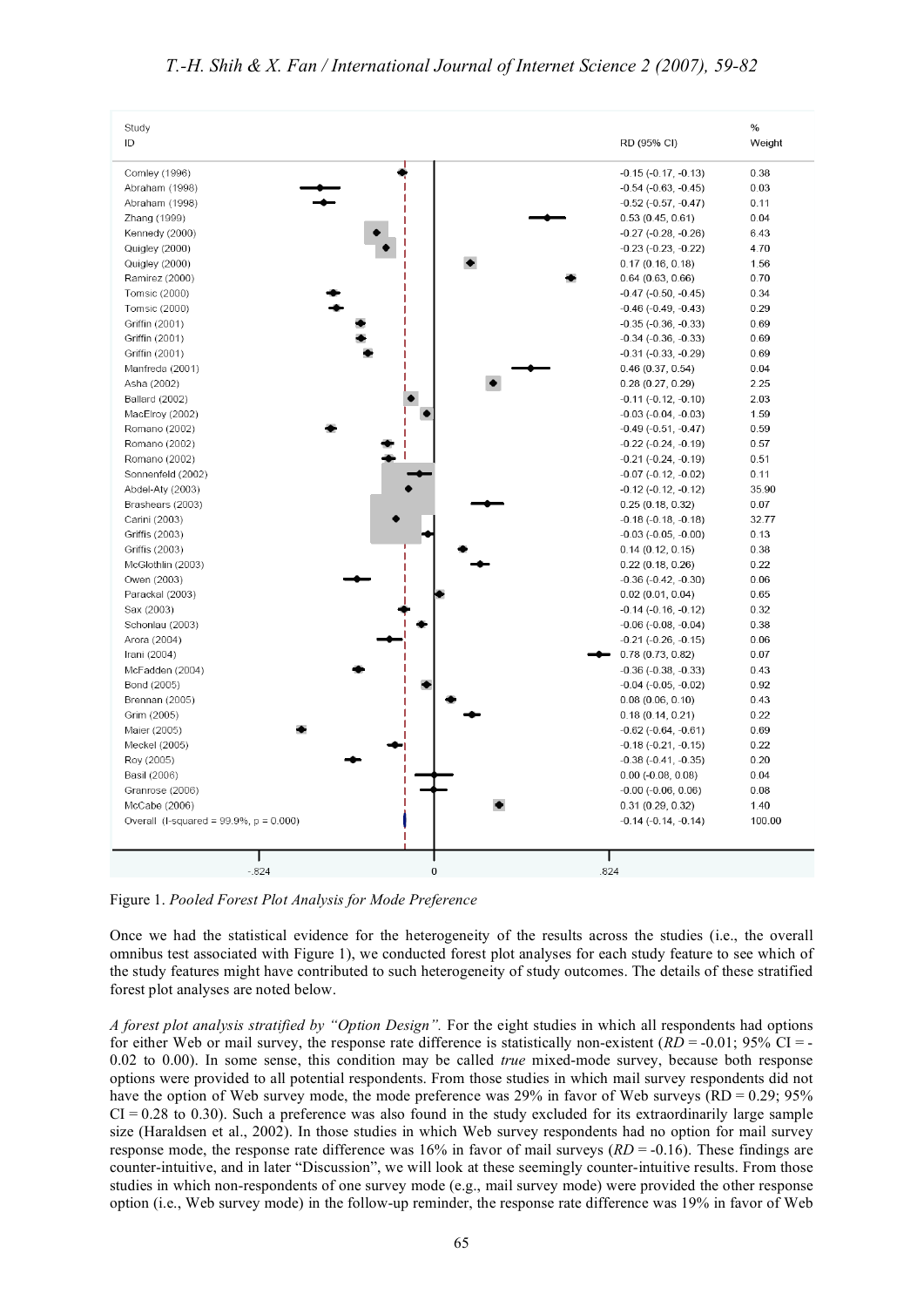Study
ID

RD (95% CI)

%
Weight

Comley (1996) -0.15 (-0.17, -0.13) 0.38
Abraham (1998) -0.54 (-0.63, -0.45) 0.03
Abraham (1998) -0.52 (-0.57, -0.47) 0.11
Zhang (1999) 0.53 (0.45, 0.61) 0.04
Kennedy (2000) -0.27 (-0.28, -0.26) 6.43
Quigley (2000) -0.23 (-0.23, -0.22) 4.70
Quigley (2000) 0.17 (0.16, 0.18) 1.56
Ramirez (2000) 0.64 (0.63, 0.66) 0.70
Tomsic (2000) -0.47 (-0.50, -0.45) 0.34
Tomsic (2000) -0.46 (-0.49, -0.43) 0.29
Griffin (2001) -0.35 (-0.36, -0.33) 0.69
Griffin (2001) -0.34 (-0.36, -0.33) 0.69
Griffin (2001) -0.31 (-0.33, -0.29) 0.69
Manfreda (2001) 0.46 (0.37, 0.54) 0.04
Asha (2002) 0.28 (0.27, 0.29) 2.25
Ballard (2002) -0.11 (-0.12, -0.10) 2.03
MacElroy (2002) -0.03 (-0.04, -0.03) 1.59
Romano (2002) -0.49 (-0.51, -0.47) 0.59
Romano (2002) -0.22 (-0.24, -0.19) 0.57
Romano (2002) -0.21 (-0.24, -0.19) 0.51
Sonnenfeld (2002) -0.07 (-0.12, -0.02) 0.11
Abdel-Aty (2003) -0.12 (-0.12, -0.12) 35.90
Brashears (2003) 0.25 (0.18, 0.32) 0.07
Carini (2003) -0.18 (-0.18, -0.18) 32.77
Griffis (2003) -0.03 (-0.05, -0.00) 0.13
Griffis (2003) 0.14 (0.12, 0.15) 0.38
McGlothlin (2003) 0.22 (0.18, 0.26) 0.22
Owen (2003) -0.36 (-0.42, -0.30) 0.06
Parackal (2003) 0.02 (0.01, 0.04) 0.65
Sax (2003) -0.14 (-0.16, -0.12) 0.32
Schonlau (2003) -0.06 (-0.08, -0.04) 0.38
Arora (2004) -0.21 (-0.26, -0.15) 0.06
Irani (2004) 0.78 (0.73, 0.82) 0.07
McFadden (2004) -0.36 (-0.38, -0.33) 0.43
Bond (2005) -0.04 (-0.05, -0.02) 0.92
Brennan (2005) 0.08 (0.06, 0.10) 0.43
Grim (2005) 0.18 (0.14, 0.21) 0.22
Maier (2005) -0.62 (-0.64, -0.61) 0.69
Meckel (2005) -0.18 (-0.21, -0.15) 0.22
Roy (2005) -0.38 (-0.41, -0.35) 0.20
Basil (2006) 0.00 (-0.08, 0.08) 0.04
Granrose (2006) -0.00 (-0.06, 0.06) 0.08
McCabe (2006) 0.31 (0.29, 0.32) 1.40
Overall (I-squared = 99.9%, p = 0.000) -0.14 (-0.14, -0.14) 100.00

-.824
0
.824

Figure 1. *Pooled Forest Plot Analysis for Mode Preference*

Once we had the statistical evidence for the heterogeneity of the results across the studies (i.e., the overall omnibus test associated with Figure 1), we conducted forest plot analyses for each study feature to see which of the study features might have contributed to such heterogeneity of study outcomes. The details of these stratified forest plot analyses are noted below.

*A forest plot analysis stratified by "Option Design".* For the eight studies in which all respondents had options for either Web or mail survey, the response rate difference is statistically non-existent (*RD* = -0.01; 95% CI = -0.02 to 0.00). In some sense, this condition may be called *true* mixed-mode survey, because both response options were provided to all potential respondents. From those studies in which mail survey respondents did not have the option of Web survey mode, the mode preference was 29% in favor of Web surveys (RD = 0.29; 95% CI = 0.28 to 0.30). Such a preference was also found in the study excluded for its extraordinarily large sample size (Haraldsen et al., 2002). In those studies in which Web survey respondents had no option for mail survey response mode, the response rate difference was 16% in favor of mail surveys (*RD* = -0.16). These findings are counter-intuitive, and in later "Discussion", we will look at these seemingly counter-intuitive results. From those studies in which non-respondents of one survey mode (e.g., mail survey mode) were provided the other response option (i.e., Web survey mode) in the follow-up reminder, the response rate difference was 19% in favor of Web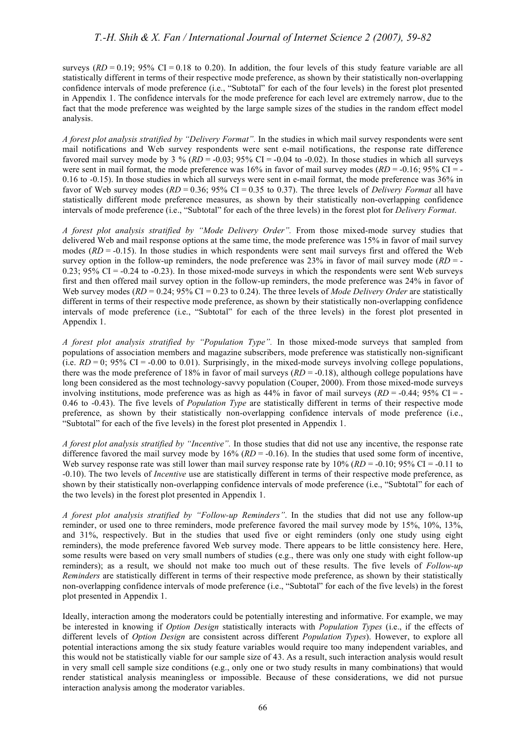surveys ($RD$ = 0.19; 95% CI = 0.18 to 0.20). In addition, the four levels of this study feature variable are all statistically different in terms of their respective mode preference, as shown by their statistically non-overlapping confidence intervals of mode preference (i.e., "Subtotal" for each of the four levels) in the forest plot presented in Appendix 1. The confidence intervals for the mode preference for each level are extremely narrow, due to the fact that the mode preference was weighted by the large sample sizes of the studies in the random effect model analysis.

*A forest plot analysis stratified by "Delivery Format".* In the studies in which mail survey respondents were sent mail notifications and Web survey respondents were sent e-mail notifications, the response rate difference favored mail survey mode by 3 % ($RD$ = -0.03; 95% CI = -0.04 to -0.02). In those studies in which all surveys were sent in mail format, the mode preference was 16% in favor of mail survey modes ($RD$ = -0.16; 95% CI = -0.16 to -0.15). In those studies in which all surveys were sent in e-mail format, the mode preference was 36% in favor of Web survey modes ($RD$ = 0.36; 95% CI = 0.35 to 0.37). The three levels of *Delivery Format* all have statistically different mode preference measures, as shown by their statistically non-overlapping confidence intervals of mode preference (i.e., "Subtotal" for each of the three levels) in the forest plot for *Delivery Format*.

*A forest plot analysis stratified by "Mode Delivery Order".* From those mixed-mode survey studies that delivered Web and mail response options at the same time, the mode preference was 15% in favor of mail survey modes ($RD$ = -0.15). In those studies in which respondents were sent mail surveys first and offered the Web survey option in the follow-up reminders, the node preference was 23% in favor of mail survey mode ($RD$ = -0.23; 95% CI = -0.24 to -0.23). In those mixed-mode surveys in which the respondents were sent Web surveys first and then offered mail survey option in the follow-up reminders, the mode preference was 24% in favor of Web survey modes ($RD$ = 0.24; 95% CI = 0.23 to 0.24). The three levels of *Mode Delivery Order* are statistically different in terms of their respective mode preference, as shown by their statistically non-overlapping confidence intervals of mode preference (i.e., "Subtotal" for each of the three levels) in the forest plot presented in Appendix 1.

*A forest plot analysis stratified by "Population Type".* In those mixed-mode surveys that sampled from populations of association members and magazine subscribers, mode preference was statistically non-significant (i.e. $RD$ = 0; 95% CI = -0.00 to 0.01). Surprisingly, in the mixed-mode surveys involving college populations, there was the mode preference of 18% in favor of mail surveys ($RD$ = -0.18), although college populations have long been considered as the most technology-savvy population (Couper, 2000). From those mixed-mode surveys involving institutions, mode preference was as high as 44% in favor of mail surveys ($RD$ = -0.44; 95% CI = -0.46 to -0.43). The five levels of *Population Type* are statistically different in terms of their respective mode preference, as shown by their statistically non-overlapping confidence intervals of mode preference (i.e., "Subtotal" for each of the five levels) in the forest plot presented in Appendix 1.

*A forest plot analysis stratified by "Incentive".* In those studies that did not use any incentive, the response rate difference favored the mail survey mode by 16% ($RD$ = -0.16). In the studies that used some form of incentive, Web survey response rate was still lower than mail survey response rate by 10% ($RD$ = -0.10; 95% CI = -0.11 to -0.10). The two levels of *Incentive* use are statistically different in terms of their respective mode preference, as shown by their statistically non-overlapping confidence intervals of mode preference (i.e., "Subtotal" for each of the two levels) in the forest plot presented in Appendix 1.

*A forest plot analysis stratified by "Follow-up Reminders"*. In the studies that did not use any follow-up reminder, or used one to three reminders, mode preference favored the mail survey mode by 15%, 10%, 13%, and 31%, respectively. But in the studies that used five or eight reminders (only one study using eight reminders), the mode preference favored Web survey mode. There appears to be little consistency here. Here, some results were based on very small numbers of studies (e.g., there was only one study with eight follow-up reminders); as a result, we should not make too much out of these results. The five levels of *Follow-up Reminders* are statistically different in terms of their respective mode preference, as shown by their statistically non-overlapping confidence intervals of mode preference (i.e., "Subtotal" for each of the five levels) in the forest plot presented in Appendix 1.

Ideally, interaction among the moderators could be potentially interesting and informative. For example, we may be interested in knowing if *Option Design* statistically interacts with *Population Types* (i.e., if the effects of different levels of *Option Design* are consistent across different *Population Types*). However, to explore all potential interactions among the six study feature variables would require too many independent variables, and this would not be statistically viable for our sample size of 43. As a result, such interaction analysis would result in very small cell sample size conditions (e.g., only one or two study results in many combinations) that would render statistical analysis meaningless or impossible. Because of these considerations, we did not pursue interaction analysis among the moderator variables.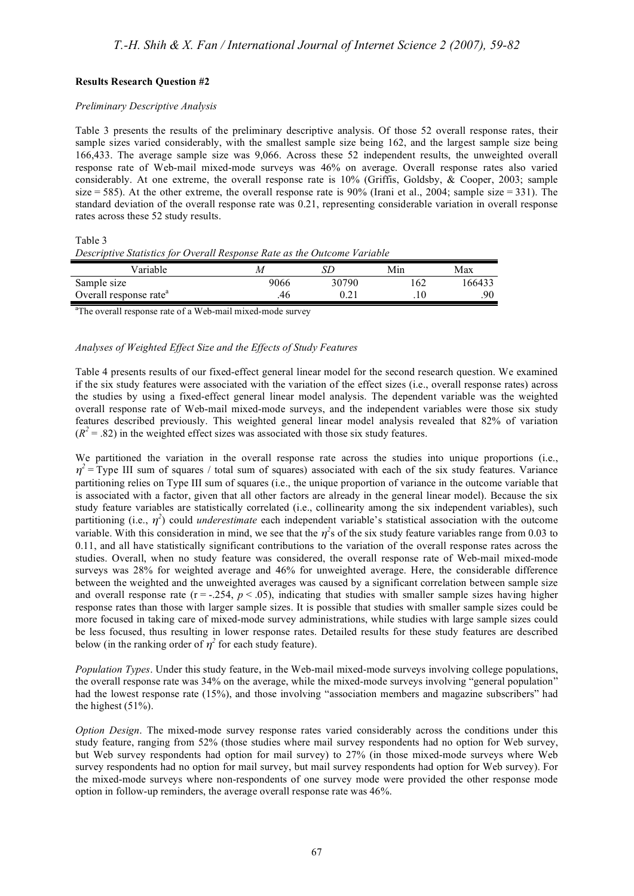**Results Research Question #2**

*Preliminary Descriptive Analysis*

Table 3 presents the results of the preliminary descriptive analysis. Of those 52 overall response rates, their sample sizes varied considerably, with the smallest sample size being 162, and the largest sample size being 166,433. The average sample size was 9,066. Across these 52 independent results, the unweighted overall response rate of Web-mail mixed-mode surveys was 46% on average. Overall response rates also varied considerably. At one extreme, the overall response rate is 10% (Griffis, Goldsby, & Cooper, 2003; sample size = 585). At the other extreme, the overall response rate is 90% (Irani et al., 2004; sample size = 331). The standard deviation of the overall response rate was 0.21, representing considerable variation in overall response rates across these 52 study results.

Table 3
*Descriptive Statistics for Overall Response Rate as the Outcome Variable*

| Variable | *M* | *SD* | Min | Max |
|---|---|---|---|---|
| Sample size | 9066 | 30790 | 162 | 166433 |
| Overall response rate[a] | .46 | 0.21 | .10 | .90 |

[a]The overall response rate of a Web-mail mixed-mode survey

*Analyses of Weighted Effect Size and the Effects of Study Features*

Table 4 presents results of our fixed-effect general linear model for the second research question. We examined if the six study features were associated with the variation of the effect sizes (i.e., overall response rates) across the studies by using a fixed-effect general linear model analysis. The dependent variable was the weighted overall response rate of Web-mail mixed-mode surveys, and the independent variables were those six study features described previously. This weighted general linear model analysis revealed that 82% of variation ($R^2 = .82$) in the weighted effect sizes was associated with those six study features.

We partitioned the variation in the overall response rate across the studies into unique proportions (i.e., $\eta^2$ = Type III sum of squares / total sum of squares) associated with each of the six study features. Variance partitioning relies on Type III sum of squares (i.e., the unique proportion of variance in the outcome variable that is associated with a factor, given that all other factors are already in the general linear model). Because the six study feature variables are statistically correlated (i.e., collinearity among the six independent variables), such partitioning (i.e., $\eta^2$) could *underestimate* each independent variable's statistical association with the outcome variable. With this consideration in mind, we see that the $\eta^2$s of the six study feature variables range from 0.03 to 0.11, and all have statistically significant contributions to the variation of the overall response rates across the studies. Overall, when no study feature was considered, the overall response rate of Web-mail mixed-mode surveys was 28% for weighted average and 46% for unweighted average. Here, the considerable difference between the weighted and the unweighted averages was caused by a significant correlation between sample size and overall response rate ($r = -.254$, $p < .05$), indicating that studies with smaller sample sizes having higher response rates than those with larger sample sizes. It is possible that studies with smaller sample sizes could be more focused in taking care of mixed-mode survey administrations, while studies with large sample sizes could be less focused, thus resulting in lower response rates. Detailed results for these study features are described below (in the ranking order of $\eta^2$ for each study feature).

*Population Types*. Under this study feature, in the Web-mail mixed-mode surveys involving college populations, the overall response rate was 34% on the average, while the mixed-mode surveys involving "general population" had the lowest response rate (15%), and those involving "association members and magazine subscribers" had the highest (51%).

*Option Design*. The mixed-mode survey response rates varied considerably across the conditions under this study feature, ranging from 52% (those studies where mail survey respondents had no option for Web survey, but Web survey respondents had option for mail survey) to 27% (in those mixed-mode surveys where Web survey respondents had no option for mail survey, but mail survey respondents had option for Web survey). For the mixed-mode surveys where non-respondents of one survey mode were provided the other response mode option in follow-up reminders, the average overall response rate was 46%.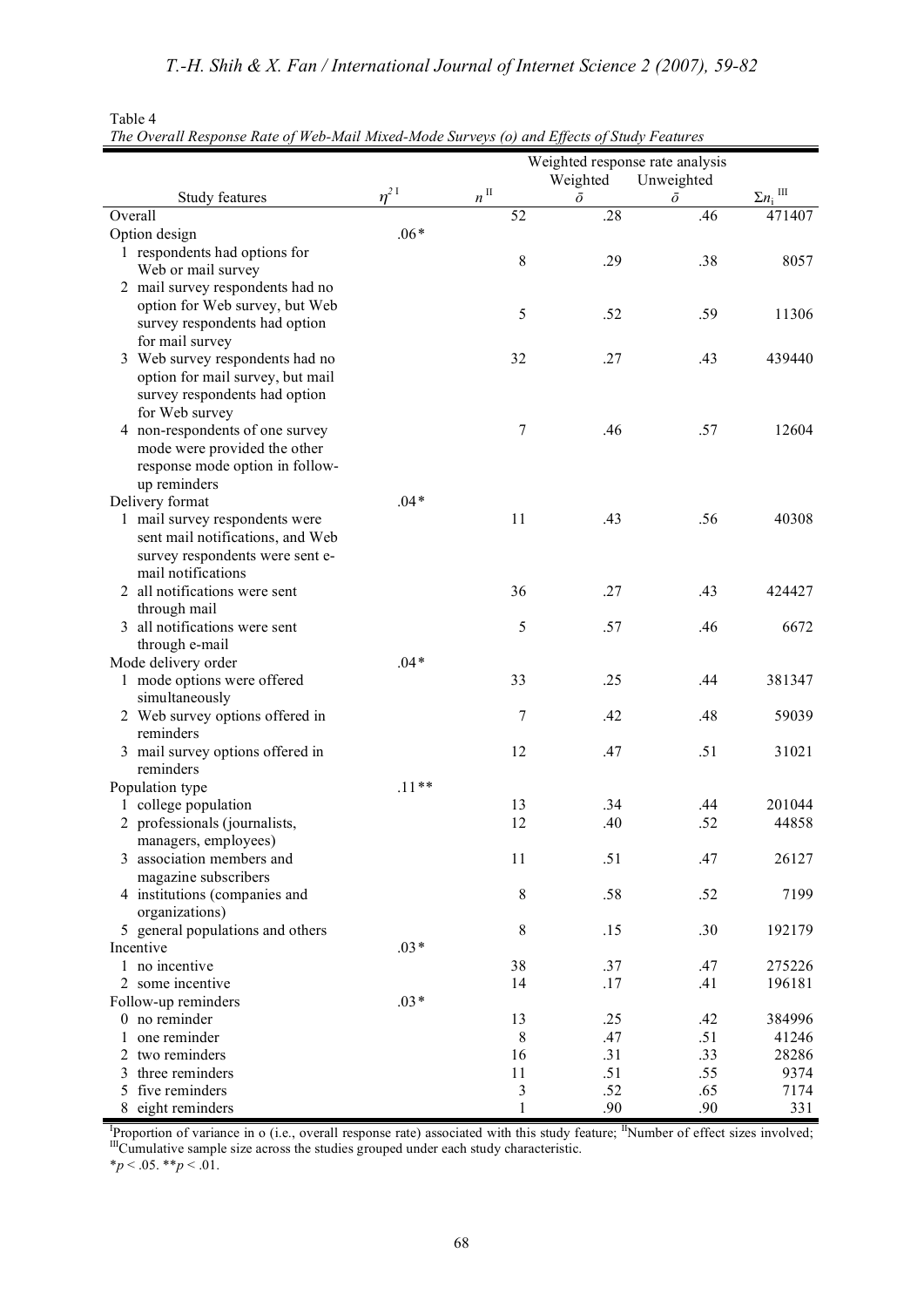Table 4

*The Overall Response Rate of Web-Mail Mixed-Mode Surveys (o) and Effects of Study Features*

| Study features | $\eta^2$ [I] | $n$ [II] | Weighted response rate analysis Weighted $\bar{o}$ | Unweighted $\bar{o}$ | $\Sigma n_i$ [III] |
|---|---|---|---|---|---|
| Overall | | 52 | .28 | .46 | 471407 |
| Option design | .06* | | | | |
| 1 respondents had options for Web or mail survey | | 8 | .29 | .38 | 8057 |
| 2 mail survey respondents had no option for Web survey, but Web survey respondents had option for mail survey | | 5 | .52 | .59 | 11306 |
| 3 Web survey respondents had no option for mail survey, but mail survey respondents had option for Web survey | | 32 | .27 | .43 | 439440 |
| 4 non-respondents of one survey mode were provided the other response mode option in follow-up reminders | | 7 | .46 | .57 | 12604 |
| Delivery format | .04* | | | | |
| 1 mail survey respondents were sent mail notifications, and Web survey respondents were sent e-mail notifications | | 11 | .43 | .56 | 40308 |
| 2 all notifications were sent through mail | | 36 | .27 | .43 | 424427 |
| 3 all notifications were sent through e-mail | | 5 | .57 | .46 | 6672 |
| Mode delivery order | .04* | | | | |
| 1 mode options were offered simultaneously | | 33 | .25 | .44 | 381347 |
| 2 Web survey options offered in reminders | | 7 | .42 | .48 | 59039 |
| 3 mail survey options offered in reminders | | 12 | .47 | .51 | 31021 |
| Population type | .11** | | | | |
| 1 college population | | 13 | .34 | .44 | 201044 |
| 2 professionals (journalists, managers, employees) | | 12 | .40 | .52 | 44858 |
| 3 association members and magazine subscribers | | 11 | .51 | .47 | 26127 |
| 4 institutions (companies and organizations) | | 8 | .58 | .52 | 7199 |
| 5 general populations and others | | 8 | .15 | .30 | 192179 |
| Incentive | .03* | | | | |
| 1 no incentive | | 38 | .37 | .47 | 275226 |
| 2 some incentive | | 14 | .17 | .41 | 196181 |
| Follow-up reminders | .03* | | | | |
| 0 no reminder | | 13 | .25 | .42 | 384996 |
| 1 one reminder | | 8 | .47 | .51 | 41246 |
| 2 two reminders | | 16 | .31 | .33 | 28286 |
| 3 three reminders | | 11 | .51 | .55 | 9374 |
| 5 five reminders | | 3 | .52 | .65 | 7174 |
| 8 eight reminders | | 1 | .90 | .90 | 331 |

[I]Proportion of variance in o (i.e., overall response rate) associated with this study feature; [II]Number of effect sizes involved; [III]Cumulative sample size across the studies grouped under each study characteristic.

*$p < .05$. **$p < .01$.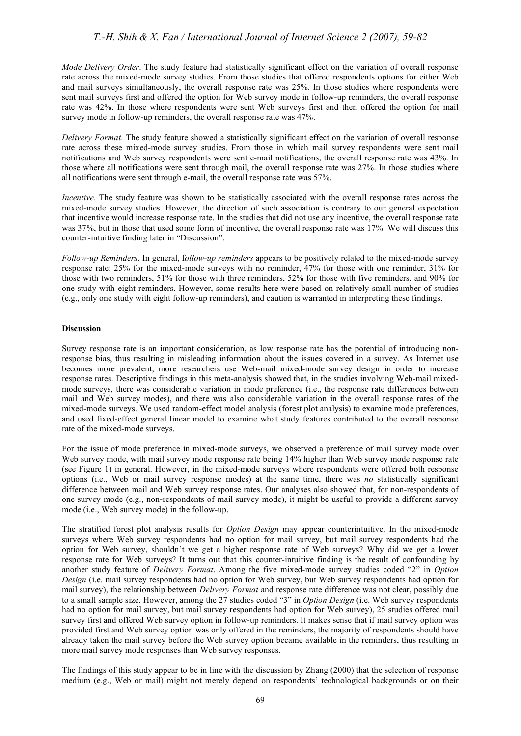*Mode Delivery Order*. The study feature had statistically significant effect on the variation of overall response rate across the mixed-mode survey studies. From those studies that offered respondents options for either Web and mail surveys simultaneously, the overall response rate was 25%. In those studies where respondents were sent mail surveys first and offered the option for Web survey mode in follow-up reminders, the overall response rate was 42%. In those where respondents were sent Web surveys first and then offered the option for mail survey mode in follow-up reminders, the overall response rate was 47%.

*Delivery Format*. The study feature showed a statistically significant effect on the variation of overall response rate across these mixed-mode survey studies. From those in which mail survey respondents were sent mail notifications and Web survey respondents were sent e-mail notifications, the overall response rate was 43%. In those where all notifications were sent through mail, the overall response rate was 27%. In those studies where all notifications were sent through e-mail, the overall response rate was 57%.

*Incentive*. The study feature was shown to be statistically associated with the overall response rates across the mixed-mode survey studies. However, the direction of such association is contrary to our general expectation that incentive would increase response rate. In the studies that did not use any incentive, the overall response rate was 37%, but in those that used some form of incentive, the overall response rate was 17%. We will discuss this counter-intuitive finding later in "Discussion".

*Follow-up Reminders*. In general, f*ollow-up reminders* appears to be positively related to the mixed-mode survey response rate: 25% for the mixed-mode surveys with no reminder, 47% for those with one reminder, 31% for those with two reminders, 51% for those with three reminders, 52% for those with five reminders, and 90% for one study with eight reminders. However, some results here were based on relatively small number of studies (e.g., only one study with eight follow-up reminders), and caution is warranted in interpreting these findings.

**Discussion**

Survey response rate is an important consideration, as low response rate has the potential of introducing non-response bias, thus resulting in misleading information about the issues covered in a survey. As Internet use becomes more prevalent, more researchers use Web-mail mixed-mode survey design in order to increase response rates. Descriptive findings in this meta-analysis showed that, in the studies involving Web-mail mixed-mode surveys, there was considerable variation in mode preference (i.e., the response rate differences between mail and Web survey modes), and there was also considerable variation in the overall response rates of the mixed-mode surveys. We used random-effect model analysis (forest plot analysis) to examine mode preferences, and used fixed-effect general linear model to examine what study features contributed to the overall response rate of the mixed-mode surveys.

For the issue of mode preference in mixed-mode surveys, we observed a preference of mail survey mode over Web survey mode, with mail survey mode response rate being 14% higher than Web survey mode response rate (see Figure 1) in general. However, in the mixed-mode surveys where respondents were offered both response options (i.e., Web or mail survey response modes) at the same time, there was *no* statistically significant difference between mail and Web survey response rates. Our analyses also showed that, for non-respondents of one survey mode (e.g., non-respondents of mail survey mode), it might be useful to provide a different survey mode (i.e., Web survey mode) in the follow-up.

The stratified forest plot analysis results for *Option Design* may appear counterintuitive. In the mixed-mode surveys where Web survey respondents had no option for mail survey, but mail survey respondents had the option for Web survey, shouldn't we get a higher response rate of Web surveys? Why did we get a lower response rate for Web surveys? It turns out that this counter-intuitive finding is the result of confounding by another study feature of *Delivery Format*. Among the five mixed-mode survey studies coded "2" in *Option Design* (i.e. mail survey respondents had no option for mail survey, but Web survey respondents had option for mail survey), the relationship between *Delivery Format* and response rate difference was not clear, possibly due to a small sample size. However, among the 27 studies coded "3" in *Option Design* (i.e. Web survey respondents had no option for mail survey, but mail survey respondents had option for Web survey), 25 studies offered mail survey first and offered Web survey option in follow-up reminders. It makes sense that if mail survey option was provided first and Web survey option was only offered in the reminders, the majority of respondents should have already taken the mail survey before the Web survey option became available in the reminders, thus resulting in more mail survey mode responses than Web survey responses.

The findings of this study appear to be in line with the discussion by Zhang (2000) that the selection of response medium (e.g., Web or mail) might not merely depend on respondents' technological backgrounds or on their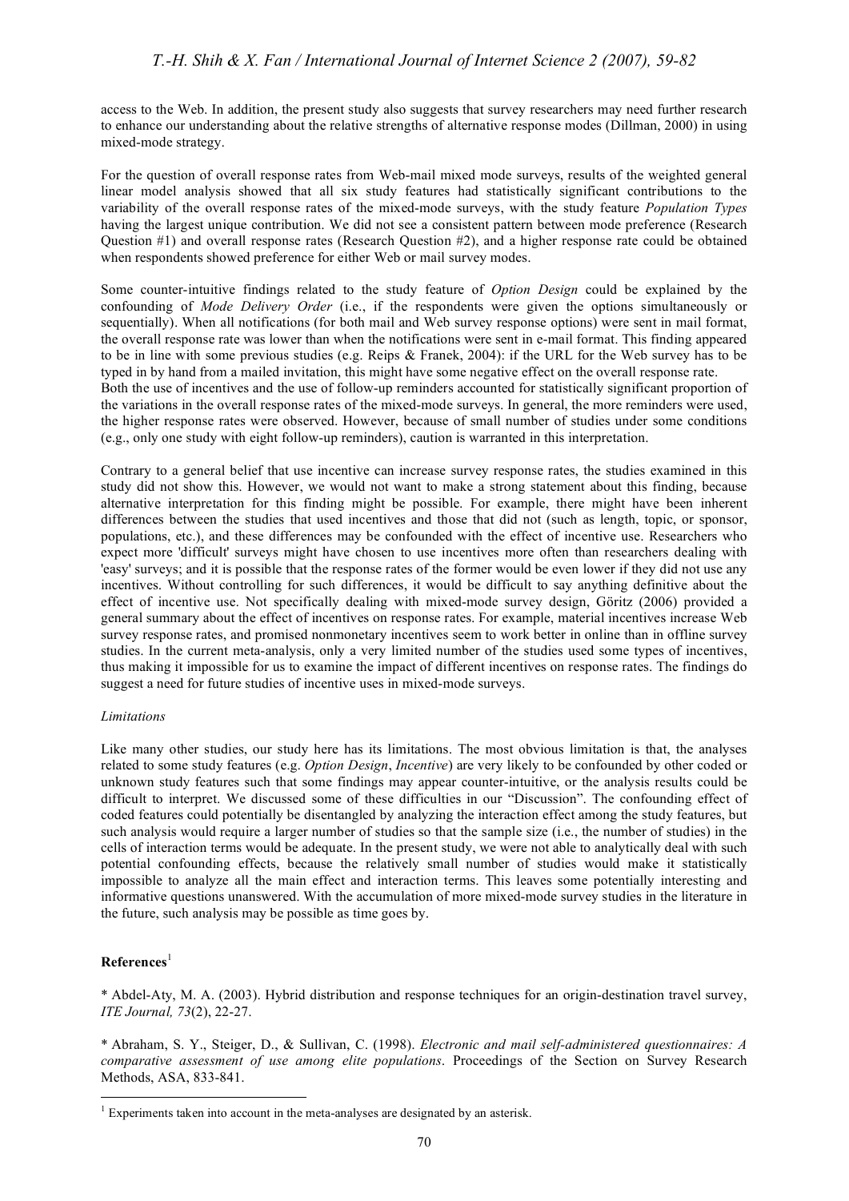access to the Web. In addition, the present study also suggests that survey researchers may need further research to enhance our understanding about the relative strengths of alternative response modes (Dillman, 2000) in using mixed-mode strategy.

For the question of overall response rates from Web-mail mixed mode surveys, results of the weighted general linear model analysis showed that all six study features had statistically significant contributions to the variability of the overall response rates of the mixed-mode surveys, with the study feature *Population Types* having the largest unique contribution. We did not see a consistent pattern between mode preference (Research Question #1) and overall response rates (Research Question #2), and a higher response rate could be obtained when respondents showed preference for either Web or mail survey modes.

Some counter-intuitive findings related to the study feature of *Option Design* could be explained by the confounding of *Mode Delivery Order* (i.e., if the respondents were given the options simultaneously or sequentially). When all notifications (for both mail and Web survey response options) were sent in mail format, the overall response rate was lower than when the notifications were sent in e-mail format. This finding appeared to be in line with some previous studies (e.g. Reips & Franek, 2004): if the URL for the Web survey has to be typed in by hand from a mailed invitation, this might have some negative effect on the overall response rate.
Both the use of incentives and the use of follow-up reminders accounted for statistically significant proportion of the variations in the overall response rates of the mixed-mode surveys. In general, the more reminders were used, the higher response rates were observed. However, because of small number of studies under some conditions (e.g., only one study with eight follow-up reminders), caution is warranted in this interpretation.

Contrary to a general belief that use incentive can increase survey response rates, the studies examined in this study did not show this. However, we would not want to make a strong statement about this finding, because alternative interpretation for this finding might be possible. For example, there might have been inherent differences between the studies that used incentives and those that did not (such as length, topic, or sponsor, populations, etc.), and these differences may be confounded with the effect of incentive use. Researchers who expect more 'difficult' surveys might have chosen to use incentives more often than researchers dealing with 'easy' surveys; and it is possible that the response rates of the former would be even lower if they did not use any incentives. Without controlling for such differences, it would be difficult to say anything definitive about the effect of incentive use. Not specifically dealing with mixed-mode survey design, Göritz (2006) provided a general summary about the effect of incentives on response rates. For example, material incentives increase Web survey response rates, and promised nonmonetary incentives seem to work better in online than in offline survey studies. In the current meta-analysis, only a very limited number of the studies used some types of incentives, thus making it impossible for us to examine the impact of different incentives on response rates. The findings do suggest a need for future studies of incentive uses in mixed-mode surveys.

*Limitations*

Like many other studies, our study here has its limitations. The most obvious limitation is that, the analyses related to some study features (e.g. *Option Design*, *Incentive*) are very likely to be confounded by other coded or unknown study features such that some findings may appear counter-intuitive, or the analysis results could be difficult to interpret. We discussed some of these difficulties in our "Discussion". The confounding effect of coded features could potentially be disentangled by analyzing the interaction effect among the study features, but such analysis would require a larger number of studies so that the sample size (i.e., the number of studies) in the cells of interaction terms would be adequate. In the present study, we were not able to analytically deal with such potential confounding effects, because the relatively small number of studies would make it statistically impossible to analyze all the main effect and interaction terms. This leaves some potentially interesting and informative questions unanswered. With the accumulation of more mixed-mode survey studies in the literature in the future, such analysis may be possible as time goes by.

**References**[1]

* Abdel-Aty, M. A. (2003). Hybrid distribution and response techniques for an origin-destination travel survey, *ITE Journal, 73*(2), 22-27.

* Abraham, S. Y., Steiger, D., & Sullivan, C. (1998). *Electronic and mail self-administered questionnaires: A comparative assessment of use among elite populations*. Proceedings of the Section on Survey Research Methods, ASA, 833-841.

[1] Experiments taken into account in the meta-analyses are designated by an asterisk.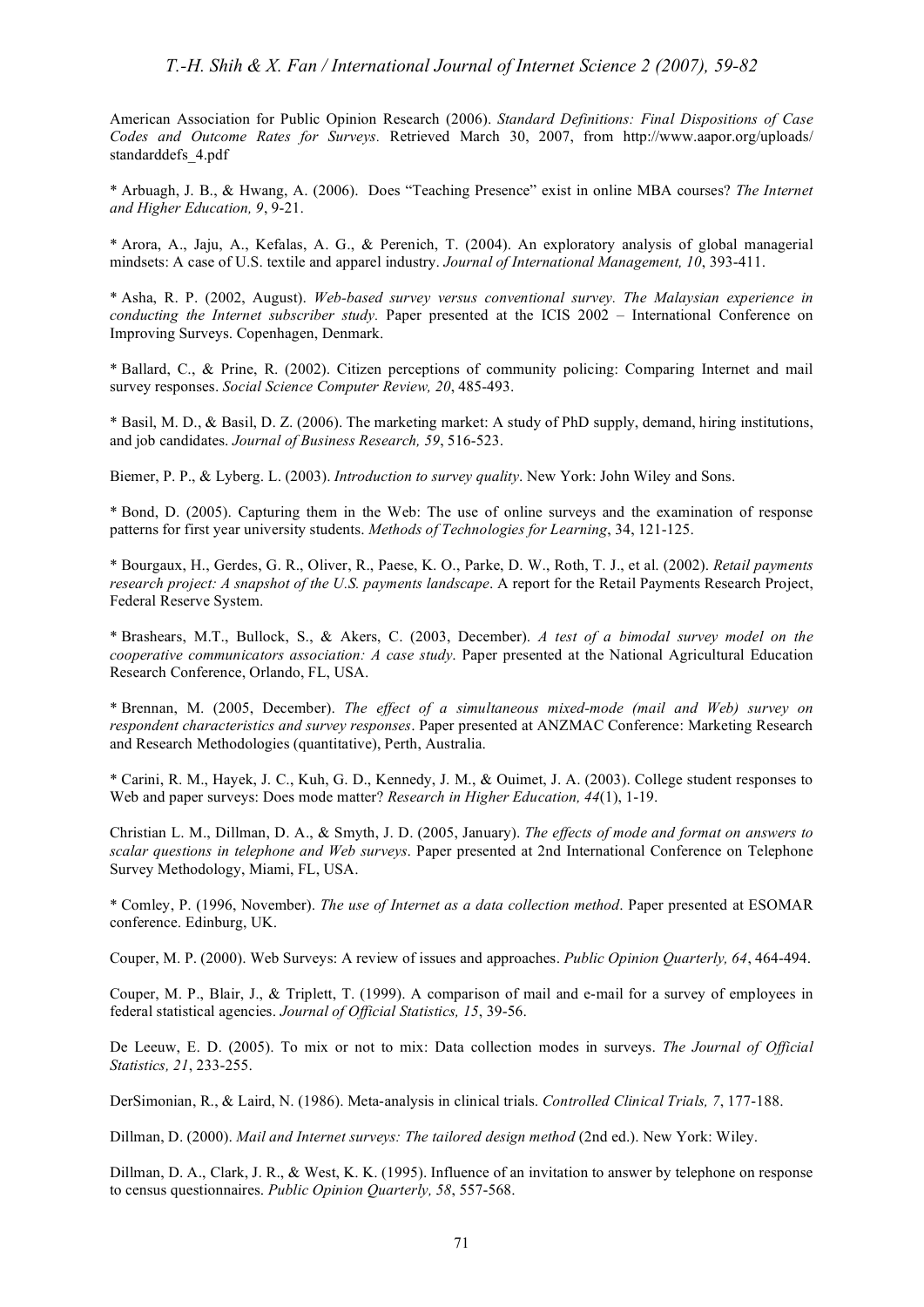American Association for Public Opinion Research (2006). *Standard Definitions: Final Dispositions of Case Codes and Outcome Rates for Surveys.* Retrieved March 30, 2007, from http://www.aapor.org/uploads/standarddefs_4.pdf

* Arbuagh, J. B., & Hwang, A. (2006). Does "Teaching Presence" exist in online MBA courses? *The Internet and Higher Education, 9*, 9-21.

* Arora, A., Jaju, A., Kefalas, A. G., & Perenich, T. (2004). An exploratory analysis of global managerial mindsets: A case of U.S. textile and apparel industry. *Journal of International Management, 10*, 393-411.

* Asha, R. P. (2002, August). *Web-based survey versus conventional survey. The Malaysian experience in conducting the Internet subscriber study.* Paper presented at the ICIS 2002 – International Conference on Improving Surveys. Copenhagen, Denmark.

* Ballard, C., & Prine, R. (2002). Citizen perceptions of community policing: Comparing Internet and mail survey responses. *Social Science Computer Review, 20*, 485-493.

* Basil, M. D., & Basil, D. Z. (2006). The marketing market: A study of PhD supply, demand, hiring institutions, and job candidates. *Journal of Business Research, 59*, 516-523.

Biemer, P. P., & Lyberg. L. (2003). *Introduction to survey quality*. New York: John Wiley and Sons.

* Bond, D. (2005). Capturing them in the Web: The use of online surveys and the examination of response patterns for first year university students. *Methods of Technologies for Learning*, 34, 121-125.

* Bourgaux, H., Gerdes, G. R., Oliver, R., Paese, K. O., Parke, D. W., Roth, T. J., et al. (2002). *Retail payments research project: A snapshot of the U.S. payments landscape*. A report for the Retail Payments Research Project, Federal Reserve System.

* Brashears, M.T., Bullock, S., & Akers, C. (2003, December). *A test of a bimodal survey model on the cooperative communicators association: A case study*. Paper presented at the National Agricultural Education Research Conference, Orlando, FL, USA.

* Brennan, M. (2005, December). *The effect of a simultaneous mixed-mode (mail and Web) survey on respondent characteristics and survey responses*. Paper presented at ANZMAC Conference: Marketing Research and Research Methodologies (quantitative), Perth, Australia.

* Carini, R. M., Hayek, J. C., Kuh, G. D., Kennedy, J. M., & Ouimet, J. A. (2003). College student responses to Web and paper surveys: Does mode matter? *Research in Higher Education, 44*(1), 1-19.

Christian L. M., Dillman, D. A., & Smyth, J. D. (2005, January). *The effects of mode and format on answers to scalar questions in telephone and Web surveys*. Paper presented at 2nd International Conference on Telephone Survey Methodology, Miami, FL, USA.

* Comley, P. (1996, November). *The use of Internet as a data collection method*. Paper presented at ESOMAR conference. Edinburg, UK.

Couper, M. P. (2000). Web Surveys: A review of issues and approaches. *Public Opinion Quarterly, 64*, 464-494.

Couper, M. P., Blair, J., & Triplett, T. (1999). A comparison of mail and e-mail for a survey of employees in federal statistical agencies. *Journal of Official Statistics, 15*, 39-56.

De Leeuw, E. D. (2005). To mix or not to mix: Data collection modes in surveys. *The Journal of Official Statistics, 21*, 233-255.

DerSimonian, R., & Laird, N. (1986). Meta-analysis in clinical trials. *Controlled Clinical Trials, 7*, 177-188.

Dillman, D. (2000). *Mail and Internet surveys: The tailored design method* (2nd ed.). New York: Wiley.

Dillman, D. A., Clark, J. R., & West, K. K. (1995). Influence of an invitation to answer by telephone on response to census questionnaires. *Public Opinion Quarterly, 58*, 557-568.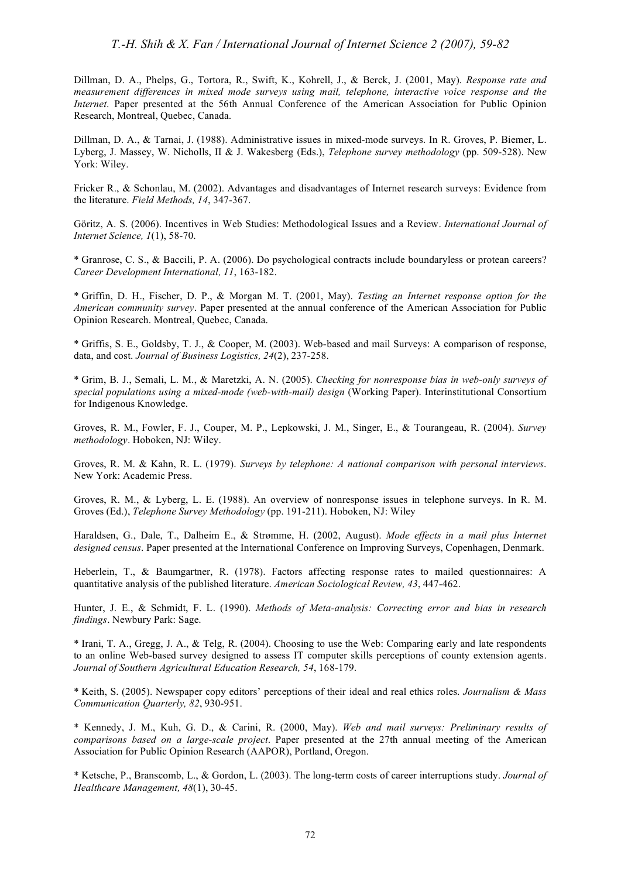Dillman, D. A., Phelps, G., Tortora, R., Swift, K., Kohrell, J., & Berck, J. (2001, May). *Response rate and measurement differences in mixed mode surveys using mail, telephone, interactive voice response and the Internet*. Paper presented at the 56th Annual Conference of the American Association for Public Opinion Research, Montreal, Quebec, Canada.

Dillman, D. A., & Tarnai, J. (1988). Administrative issues in mixed-mode surveys. In R. Groves, P. Biemer, L. Lyberg, J. Massey, W. Nicholls, II & J. Wakesberg (Eds.), *Telephone survey methodology* (pp. 509-528). New York: Wiley.

Fricker R., & Schonlau, M. (2002). Advantages and disadvantages of Internet research surveys: Evidence from the literature. *Field Methods, 14*, 347-367.

Göritz, A. S. (2006). Incentives in Web Studies: Methodological Issues and a Review. *International Journal of Internet Science, 1*(1), 58-70.

* Granrose, C. S., & Baccili, P. A. (2006). Do psychological contracts include boundaryless or protean careers? *Career Development International, 11*, 163-182.

* Griffin, D. H., Fischer, D. P., & Morgan M. T. (2001, May). *Testing an Internet response option for the American community survey*. Paper presented at the annual conference of the American Association for Public Opinion Research. Montreal, Quebec, Canada.

* Griffis, S. E., Goldsby, T. J., & Cooper, M. (2003). Web-based and mail Surveys: A comparison of response, data, and cost. *Journal of Business Logistics, 24*(2), 237-258.

* Grim, B. J., Semali, L. M., & Maretzki, A. N. (2005). *Checking for nonresponse bias in web-only surveys of special populations using a mixed-mode (web-with-mail) design* (Working Paper). Interinstitutional Consortium for Indigenous Knowledge.

Groves, R. M., Fowler, F. J., Couper, M. P., Lepkowski, J. M., Singer, E., & Tourangeau, R. (2004). *Survey methodology*. Hoboken, NJ: Wiley.

Groves, R. M. & Kahn, R. L. (1979). *Surveys by telephone: A national comparison with personal interviews*. New York: Academic Press.

Groves, R. M., & Lyberg, L. E. (1988). An overview of nonresponse issues in telephone surveys. In R. M. Groves (Ed.), *Telephone Survey Methodology* (pp. 191-211). Hoboken, NJ: Wiley

Haraldsen, G., Dale, T., Dalheim E., & Strømme, H. (2002, August). *Mode effects in a mail plus Internet designed census*. Paper presented at the International Conference on Improving Surveys, Copenhagen, Denmark.

Heberlein, T., & Baumgartner, R. (1978). Factors affecting response rates to mailed questionnaires: A quantitative analysis of the published literature. *American Sociological Review, 43*, 447-462.

Hunter, J. E., & Schmidt, F. L. (1990). *Methods of Meta-analysis: Correcting error and bias in research findings*. Newbury Park: Sage.

* Irani, T. A., Gregg, J. A., & Telg, R. (2004). Choosing to use the Web: Comparing early and late respondents to an online Web-based survey designed to assess IT computer skills perceptions of county extension agents. *Journal of Southern Agricultural Education Research, 54*, 168-179.

* Keith, S. (2005). Newspaper copy editors' perceptions of their ideal and real ethics roles. *Journalism & Mass Communication Quarterly, 82*, 930-951.

* Kennedy, J. M., Kuh, G. D., & Carini, R. (2000, May). *Web and mail surveys: Preliminary results of comparisons based on a large-scale project*. Paper presented at the 27th annual meeting of the American Association for Public Opinion Research (AAPOR), Portland, Oregon.

* Ketsche, P., Branscomb, L., & Gordon, L. (2003). The long-term costs of career interruptions study. *Journal of Healthcare Management, 48*(1), 30-45.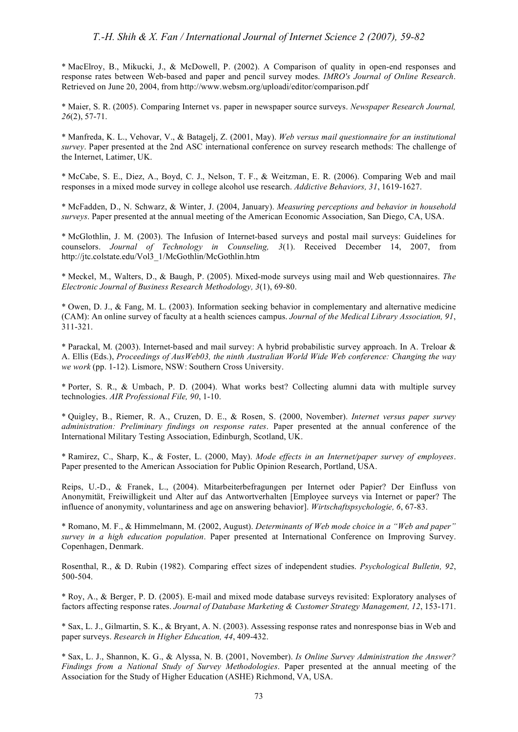* MacElroy, B., Mikucki, J., & McDowell, P. (2002). A Comparison of quality in open-end responses and response rates between Web-based and paper and pencil survey modes. *IMRO's Journal of Online Research*. Retrieved on June 20, 2004, from http://www.websm.org/uploadi/editor/comparison.pdf

* Maier, S. R. (2005). Comparing Internet vs. paper in newspaper source surveys. *Newspaper Research Journal, 26*(2), 57-71.

* Manfreda, K. L., Vehovar, V., & Batagelj, Z. (2001, May). *Web versus mail questionnaire for an institutional survey*. Paper presented at the 2nd ASC international conference on survey research methods: The challenge of the Internet, Latimer, UK.

* McCabe, S. E., Diez, A., Boyd, C. J., Nelson, T. F., & Weitzman, E. R. (2006). Comparing Web and mail responses in a mixed mode survey in college alcohol use research. *Addictive Behaviors, 31*, 1619-1627.

* McFadden, D., N. Schwarz, & Winter, J. (2004, January). *Measuring perceptions and behavior in household surveys*. Paper presented at the annual meeting of the American Economic Association, San Diego, CA, USA.

* McGlothlin, J. M. (2003). The Infusion of Internet-based surveys and postal mail surveys: Guidelines for counselors. *Journal of Technology in Counseling, 3*(1). Received December 14, 2007, from http://jtc.colstate.edu/Vol3_1/McGothlin/McGothlin.htm

* Meckel, M., Walters, D., & Baugh, P. (2005). Mixed-mode surveys using mail and Web questionnaires. *The Electronic Journal of Business Research Methodology, 3*(1), 69-80.

* Owen, D. J., & Fang, M. L. (2003). Information seeking behavior in complementary and alternative medicine (CAM): An online survey of faculty at a health sciences campus. *Journal of the Medical Library Association, 91*, 311-321.

* Parackal, M. (2003). Internet-based and mail survey: A hybrid probabilistic survey approach. In A. Treloar & A. Ellis (Eds.), *Proceedings of AusWeb03, the ninth Australian World Wide Web conference: Changing the way we work* (pp. 1-12). Lismore, NSW: Southern Cross University.

* Porter, S. R., & Umbach, P. D. (2004). What works best? Collecting alumni data with multiple survey technologies. *AIR Professional File, 90*, 1-10.

* Quigley, B., Riemer, R. A., Cruzen, D. E., & Rosen, S. (2000, November). *Internet versus paper survey administration: Preliminary findings on response rates*. Paper presented at the annual conference of the International Military Testing Association, Edinburgh, Scotland, UK.

* Ramirez, C., Sharp, K., & Foster, L. (2000, May). *Mode effects in an Internet/paper survey of employees*. Paper presented to the American Association for Public Opinion Research, Portland, USA.

Reips, U.-D., & Franek, L., (2004). Mitarbeiterbefragungen per Internet oder Papier? Der Einfluss von Anonymität, Freiwilligkeit und Alter auf das Antwortverhalten [Employee surveys via Internet or paper? The influence of anonymity, voluntariness and age on answering behavior]. *Wirtschaftspsychologie, 6*, 67-83.

* Romano, M. F., & Himmelmann, M. (2002, August). *Determinants of Web mode choice in a "Web and paper" survey in a high education population*. Paper presented at International Conference on Improving Survey. Copenhagen, Denmark.

Rosenthal, R., & D. Rubin (1982). Comparing effect sizes of independent studies. *Psychological Bulletin, 92*, 500-504.

* Roy, A., & Berger, P. D. (2005). E-mail and mixed mode database surveys revisited: Exploratory analyses of factors affecting response rates. *Journal of Database Marketing & Customer Strategy Management, 12*, 153-171.

* Sax, L. J., Gilmartin, S. K., & Bryant, A. N. (2003). Assessing response rates and nonresponse bias in Web and paper surveys. *Research in Higher Education, 44*, 409-432.

* Sax, L. J., Shannon, K. G., & Alyssa, N. B. (2001, November). *Is Online Survey Administration the Answer? Findings from a National Study of Survey Methodologies*. Paper presented at the annual meeting of the Association for the Study of Higher Education (ASHE) Richmond, VA, USA.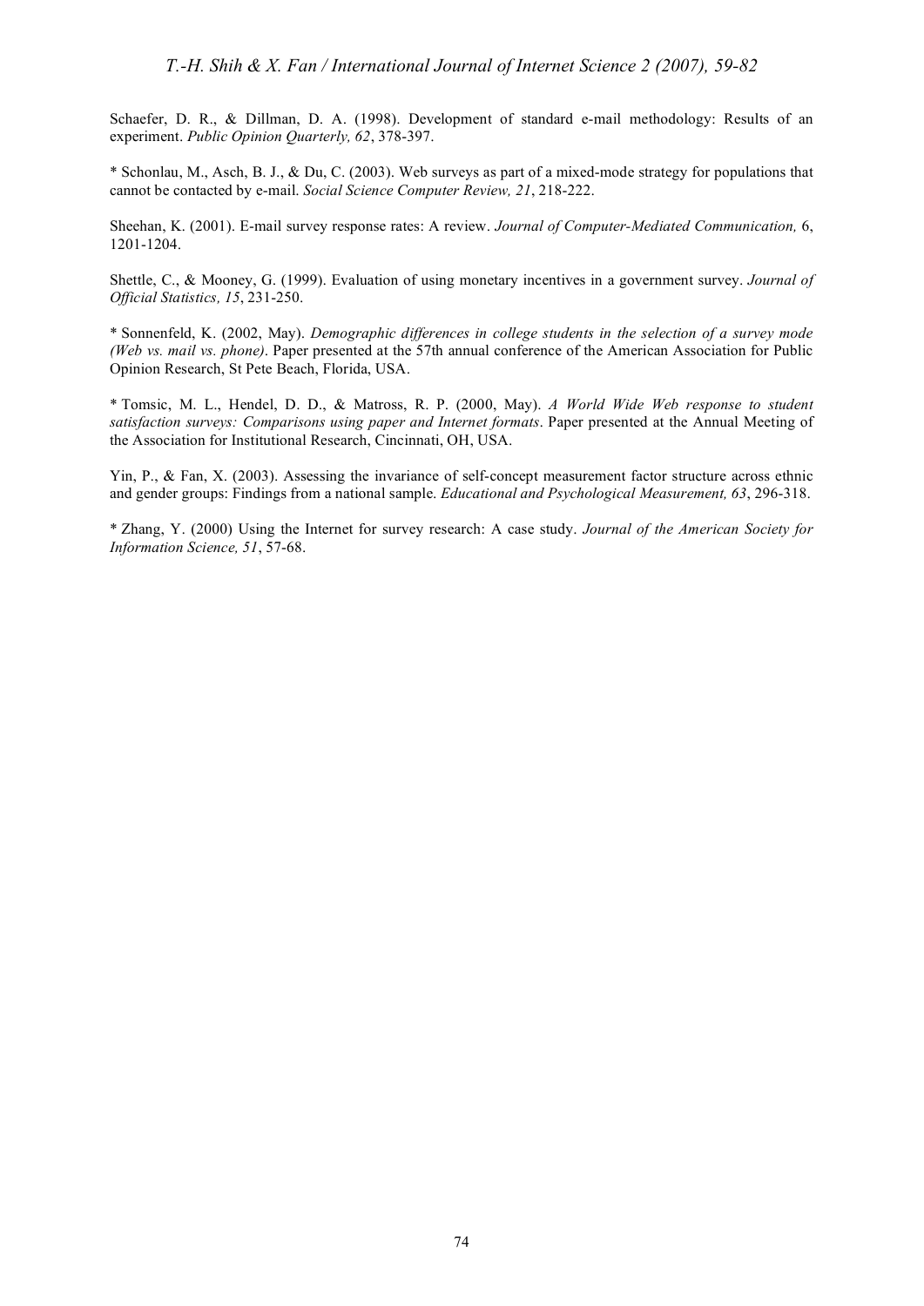Schaefer, D. R., & Dillman, D. A. (1998). Development of standard e-mail methodology: Results of an experiment. *Public Opinion Quarterly, 62*, 378-397.

* Schonlau, M., Asch, B. J., & Du, C. (2003). Web surveys as part of a mixed-mode strategy for populations that cannot be contacted by e-mail. *Social Science Computer Review, 21*, 218-222.

Sheehan, K. (2001). E-mail survey response rates: A review. *Journal of Computer-Mediated Communication,* 6, 1201-1204.

Shettle, C., & Mooney, G. (1999). Evaluation of using monetary incentives in a government survey. *Journal of Official Statistics, 15*, 231-250.

* Sonnenfeld, K. (2002, May). *Demographic differences in college students in the selection of a survey mode (Web vs. mail vs. phone)*. Paper presented at the 57th annual conference of the American Association for Public Opinion Research, St Pete Beach, Florida, USA.

* Tomsic, M. L., Hendel, D. D., & Matross, R. P. (2000, May). *A World Wide Web response to student satisfaction surveys: Comparisons using paper and Internet formats*. Paper presented at the Annual Meeting of the Association for Institutional Research, Cincinnati, OH, USA.

Yin, P., & Fan, X. (2003). Assessing the invariance of self-concept measurement factor structure across ethnic and gender groups: Findings from a national sample. *Educational and Psychological Measurement, 63*, 296-318.

* Zhang, Y. (2000) Using the Internet for survey research: A case study. *Journal of the American Society for Information Science, 51*, 57-68.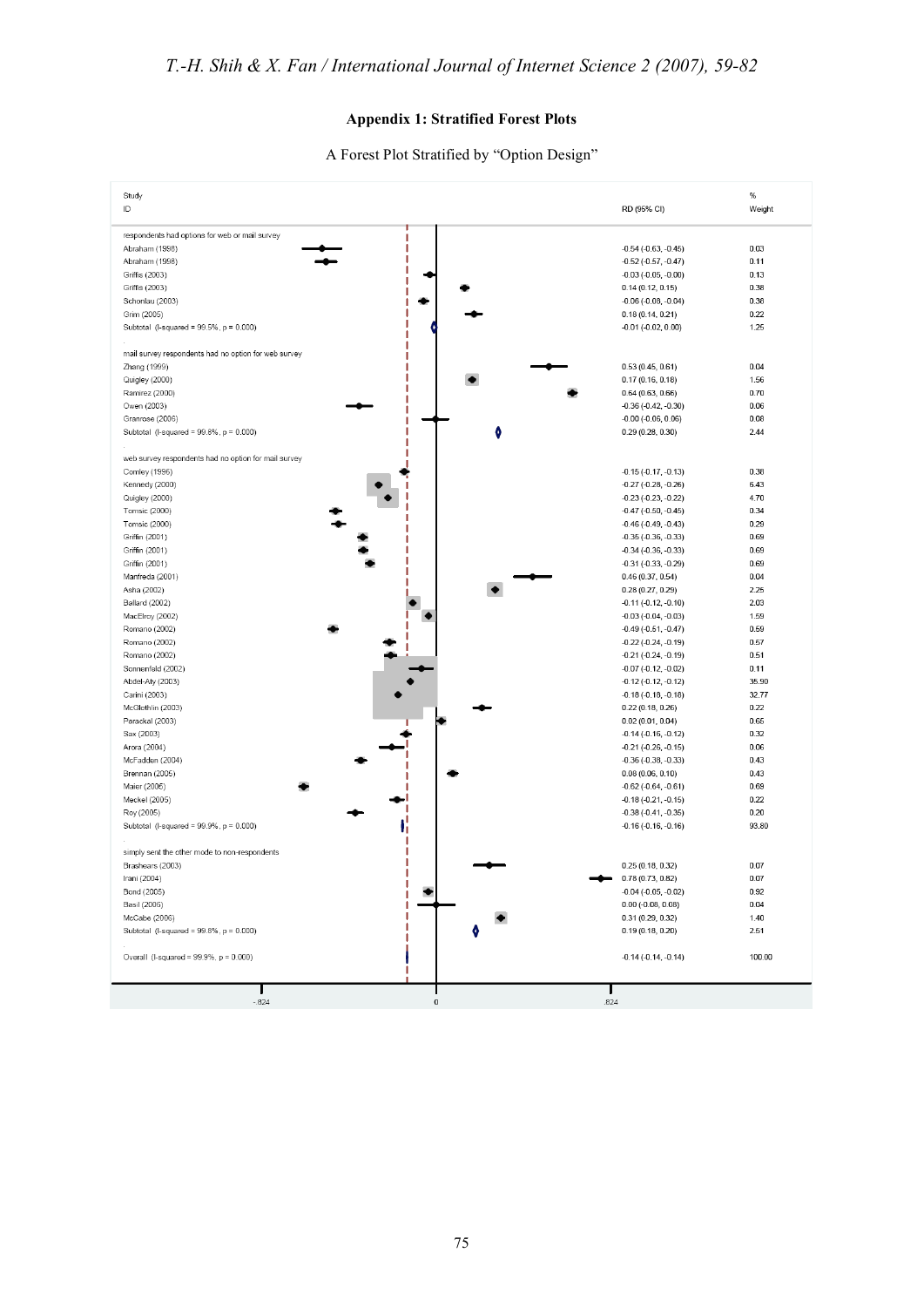## Appendix 1: Stratified Forest Plots

A Forest Plot Stratified by "Option Design"

Study
ID
RD (95% CI)
%
Weight

respondents had options for web or mail survey
Abraham (1998) -0.54 (-0.63, -0.46) 0.03
Abraham (1998) -0.52 (-0.57, -0.47) 0.11
Griffis (2003) -0.03 (-0.05, -0.00) 0.13
Griffis (2003) 0.14 (0.12, 0.15) 0.38
Schonlau (2003) -0.06 (-0.08, -0.04) 0.36
Grim (2005) 0.18 (0.14, 0.21) 0.22
Subtotal (I-squared = 99.5%, p = 0.000) -0.01 (-0.02, 0.00) 1.25

mail survey respondents had no option for web survey
Zhang (1999) 0.53 (0.45, 0.61) 0.04
Quigley (2000) 0.17 (0.16, 0.18) 1.56
Ramirez (2000) 0.64 (0.63, 0.66) 0.70
Owen (2003) -0.36 (-0.42, -0.30) 0.06
Granrose (2006) -0.00 (-0.06, 0.06) 0.08
Subtotal (I-squared = 99.8%, p = 0.000) 0.29 (0.28, 0.30) 2.44

web survey respondents had no option for mail survey
Comley (1996) -0.15 (-0.17, -0.13) 0.38
Kennedy (2000) -0.27 (-0.28, -0.26) 6.43
Quigley (2000) -0.23 (-0.23, -0.22) 4.70
Tomsic (2000) -0.47 (-0.50, -0.45) 0.34
Tomsic (2000) -0.46 (-0.49, -0.43) 0.29
Griffin (2001) -0.35 (-0.36, -0.33) 0.69
Griffin (2001) -0.34 (-0.36, -0.33) 0.69
Griffin (2001) -0.31 (-0.33, -0.29) 0.69
Manfreda (2001) 0.46 (0.37, 0.54) 0.04
Asha (2002) 0.28 (0.27, 0.29) 2.25
Ballard (2002) -0.11 (-0.12, -0.10) 2.03
MacElroy (2002) -0.03 (-0.04, -0.03) 1.59
Romano (2002) -0.49 (-0.51, -0.47) 0.59
Romano (2002) -0.22 (-0.24, -0.19) 0.57
Romano (2002) -0.21 (-0.24, -0.19) 0.51
Sonnenfeld (2002) -0.07 (-0.12, -0.02) 0.11
Abdel-Aty (2003) -0.12 (-0.12, -0.12) 35.90
Carini (2003) -0.18 (-0.18, -0.18) 32.77
McGlothlin (2003) 0.22 (0.18, 0.26) 0.22
Parackal (2003) 0.02 (0.01, 0.04) 0.65
Sax (2003) -0.14 (-0.16, -0.12) 0.32
Arora (2004) -0.21 (-0.26, -0.15) 0.06
McFadden (2004) -0.36 (-0.38, -0.33) 0.43
Brennan (2005) 0.08 (0.06, 0.10) 0.43
Maier (2005) -0.62 (-0.64, -0.61) 0.69
Meckel (2005) -0.18 (-0.21, -0.15) 0.22
Roy (2005) -0.38 (-0.41, -0.35) 0.20
Subtotal (I-squared = 99.9%, p = 0.000) -0.16 (-0.16, -0.16) 93.80

simply sent the other mode to non-respondents
Brashears (2003) 0.25 (0.18, 0.32) 0.07
Irani (2004) 0.78 (0.73, 0.82) 0.07
Bond (2005) -0.04 (-0.05, -0.02) 0.92
Basil (2006) 0.00 (-0.08, 0.08) 0.04
McCabe (2006) 0.31 (0.29, 0.32) 1.40
Subtotal (I-squared = 99.8%, p = 0.000) 0.19 (0.18, 0.20) 2.51

Overall (I-squared = 99.9%, p = 0.000) -0.14 (-0.14, -0.14) 100.00

-.824 0 .824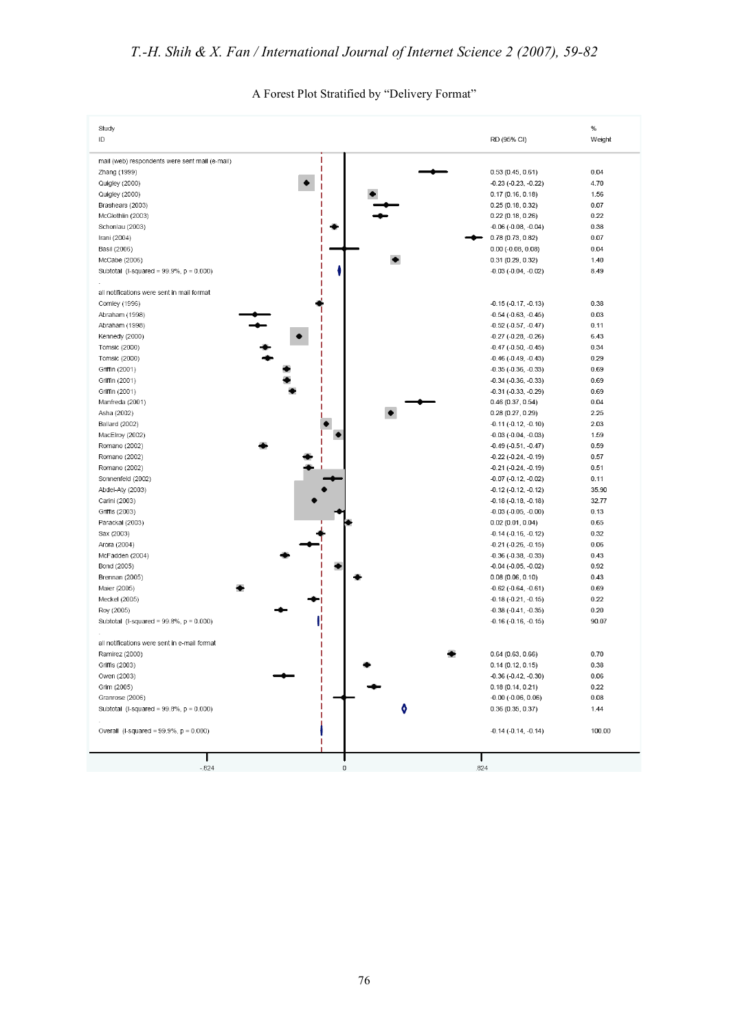A Forest Plot Stratified by "Delivery Format"

Study
ID
RD (95% CI)
%
Weight

mail (web) respondents were sent mail (e-mail)
Zhang (1999) 0.53 (0.45, 0.61) 0.04
Quigley (2000) -0.23 (-0.23, -0.22) 4.70
Quigley (2000) 0.17 (0.16, 0.18) 1.56
Brashears (2003) 0.25 (0.18, 0.32) 0.07
McGlothlin (2003) 0.22 (0.18, 0.26) 0.22
Schonlau (2003) -0.06 (-0.08, -0.04) 0.38
Irani (2004) 0.78 (0.73, 0.82) 0.07
Basil (2006) 0.00 (-0.08, 0.08) 0.04
McCabe (2006) 0.31 (0.29, 0.32) 1.40
Subtotal (I-squared = 99.9%, p = 0.000) -0.03 (-0.04, -0.02) 8.49

all notifications were sent in mail format
Comley (1996) -0.15 (-0.17, -0.13) 0.38
Abraham (1998) -0.54 (-0.63, -0.45) 0.03
Abraham (1998) -0.52 (-0.57, -0.47) 0.11
Kennedy (2000) -0.27 (-0.28, -0.26) 6.43
Tomsic (2000) -0.47 (-0.50, -0.45) 0.34
Tomsic (2000) -0.46 (-0.49, -0.43) 0.29
Griffin (2001) -0.35 (-0.36, -0.33) 0.69
Griffin (2001) -0.34 (-0.36, -0.33) 0.69
Griffin (2001) -0.31 (-0.33, -0.29) 0.69
Manfreda (2001) 0.46 (0.37, 0.54) 0.04
Asha (2002) 0.28 (0.27, 0.29) 2.25
Ballard (2002) -0.11 (-0.12, -0.10) 2.03
MacElroy (2002) -0.03 (-0.04, -0.03) 1.59
Romano (2002) -0.49 (-0.51, -0.47) 0.59
Romano (2002) -0.22 (-0.24, -0.19) 0.57
Romano (2002) -0.21 (-0.24, -0.19) 0.51
Sonnenfeld (2002) -0.07 (-0.12, -0.02) 0.11
Abdel-Aty (2003) -0.12 (-0.12, -0.12) 35.90
Carini (2003) -0.18 (-0.18, -0.18) 32.77
Griffis (2003) -0.03 (-0.05, -0.00) 0.13
Parackal (2003) 0.02 (0.01, 0.04) 0.65
Sax (2003) -0.14 (-0.16, -0.12) 0.32
Arora (2004) -0.21 (-0.26, -0.15) 0.06
McFadden (2004) -0.36 (-0.38, -0.33) 0.43
Bond (2005) -0.04 (-0.05, -0.02) 0.92
Brennan (2005) 0.08 (0.06, 0.10) 0.43
Maier (2005) -0.62 (-0.64, -0.61) 0.69
Meckel (2005) -0.18 (-0.21, -0.15) 0.22
Roy (2005) -0.38 (-0.41, -0.35) 0.20
Subtotal (I-squared = 99.8%, p = 0.000) -0.16 (-0.16, -0.15) 90.07

all notifications were sent in e-mail format
Ramirez (2000) 0.64 (0.63, 0.66) 0.70
Griffis (2003) 0.14 (0.12, 0.15) 0.38
Owen (2003) -0.36 (-0.42, -0.30) 0.06
Grim (2005) 0.18 (0.14, 0.21) 0.22
Granrose (2006) -0.00 (-0.06, 0.06) 0.08
Subtotal (I-squared = 99.8%, p = 0.000) 0.36 (0.35, 0.37) 1.44

Overall (I-squared = 99.9%, p = 0.000) -0.14 (-0.14, -0.14) 100.00

-.824 0 .824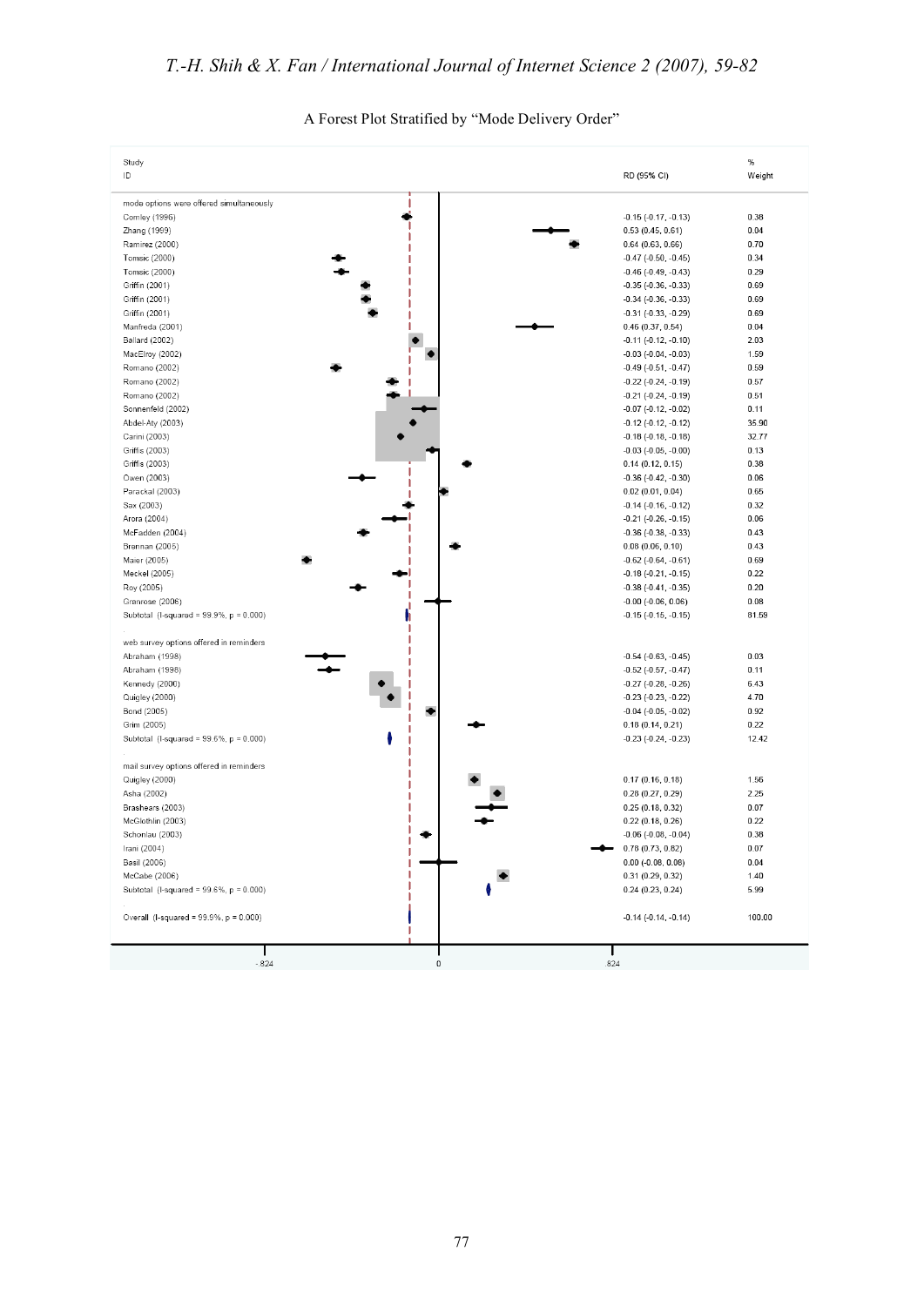A Forest Plot Stratified by "Mode Delivery Order"

| Study ID | RD (95% CI) | % Weight |
|---|---|---|
| **mode options were offered simultaneously** | | |
| Comley (1996) | -0.15 (-0.17, -0.13) | 0.38 |
| Zhang (1999) | 0.53 (0.45, 0.61) | 0.04 |
| Ramirez (2000) | 0.64 (0.63, 0.66) | 0.70 |
| Tomsic (2000) | -0.47 (-0.50, -0.45) | 0.34 |
| Tomsic (2000) | -0.46 (-0.49, -0.43) | 0.29 |
| Griffin (2001) | -0.35 (-0.36, -0.33) | 0.69 |
| Griffin (2001) | -0.34 (-0.36, -0.33) | 0.69 |
| Griffin (2001) | -0.31 (-0.33, -0.29) | 0.69 |
| Manfreda (2001) | 0.46 (0.37, 0.54) | 0.04 |
| Ballard (2002) | -0.11 (-0.12, -0.10) | 2.03 |
| MacElroy (2002) | -0.03 (-0.04, -0.03) | 1.59 |
| Romano (2002) | -0.49 (-0.51, -0.47) | 0.59 |
| Romano (2002) | -0.22 (-0.24, -0.19) | 0.57 |
| Romano (2002) | -0.21 (-0.24, -0.19) | 0.51 |
| Sonnenfeld (2002) | -0.07 (-0.12, -0.02) | 0.11 |
| Abdel-Aty (2003) | -0.12 (-0.12, -0.12) | 35.90 |
| Carini (2003) | -0.18 (-0.18, -0.18) | 32.77 |
| Griffis (2003) | -0.03 (-0.05, -0.00) | 0.13 |
| Griffis (2003) | 0.14 (0.12, 0.15) | 0.38 |
| Owen (2003) | -0.36 (-0.42, -0.30) | 0.06 |
| Parackal (2003) | 0.02 (0.01, 0.04) | 0.65 |
| Sax (2003) | -0.14 (-0.16, -0.12) | 0.32 |
| Arora (2004) | -0.21 (-0.26, -0.15) | 0.06 |
| McFadden (2004) | -0.36 (-0.38, -0.33) | 0.43 |
| Brennan (2005) | 0.08 (0.06, 0.10) | 0.43 |
| Maier (2005) | -0.62 (-0.64, -0.61) | 0.69 |
| Meckel (2005) | -0.18 (-0.21, -0.15) | 0.22 |
| Roy (2005) | -0.38 (-0.41, -0.35) | 0.20 |
| Granrose (2006) | -0.00 (-0.06, 0.06) | 0.08 |
| Subtotal (I-squared = 99.9%, p = 0.000) | -0.15 (-0.15, -0.15) | 81.59 |
| **web survey options offered in reminders** | | |
| Abraham (1998) | -0.54 (-0.63, -0.45) | 0.03 |
| Abraham (1998) | -0.52 (-0.57, -0.47) | 0.11 |
| Kennedy (2000) | -0.27 (-0.28, -0.26) | 6.43 |
| Quigley (2000) | -0.23 (-0.23, -0.22) | 4.70 |
| Bond (2005) | -0.04 (-0.05, -0.02) | 0.92 |
| Grim (2005) | 0.18 (0.14, 0.21) | 0.22 |
| Subtotal (I-squared = 99.6%, p = 0.000) | -0.23 (-0.24, -0.23) | 12.42 |
| **mail survey options offered in reminders** | | |
| Quigley (2000) | 0.17 (0.16, 0.18) | 1.56 |
| Asha (2002) | 0.28 (0.27, 0.29) | 2.25 |
| Brashears (2003) | 0.25 (0.18, 0.32) | 0.07 |
| McGlothlin (2003) | 0.22 (0.18, 0.26) | 0.22 |
| Schonlau (2003) | -0.06 (-0.08, -0.04) | 0.38 |
| Irani (2004) | -0.78 (-0.73, -0.82) | 0.07 |
| Basil (2006) | 0.00 (-0.08, 0.08) | 0.04 |
| McCabe (2006) | 0.31 (0.29, 0.32) | 1.40 |
| Subtotal (I-squared = 99.6%, p = 0.000) | 0.24 (0.23, 0.24) | 5.99 |
| **Overall (I-squared = 99.9%, p = 0.000)** | -0.14 (-0.14, -0.14) | 100.00 |

Axis: -.824, 0, .824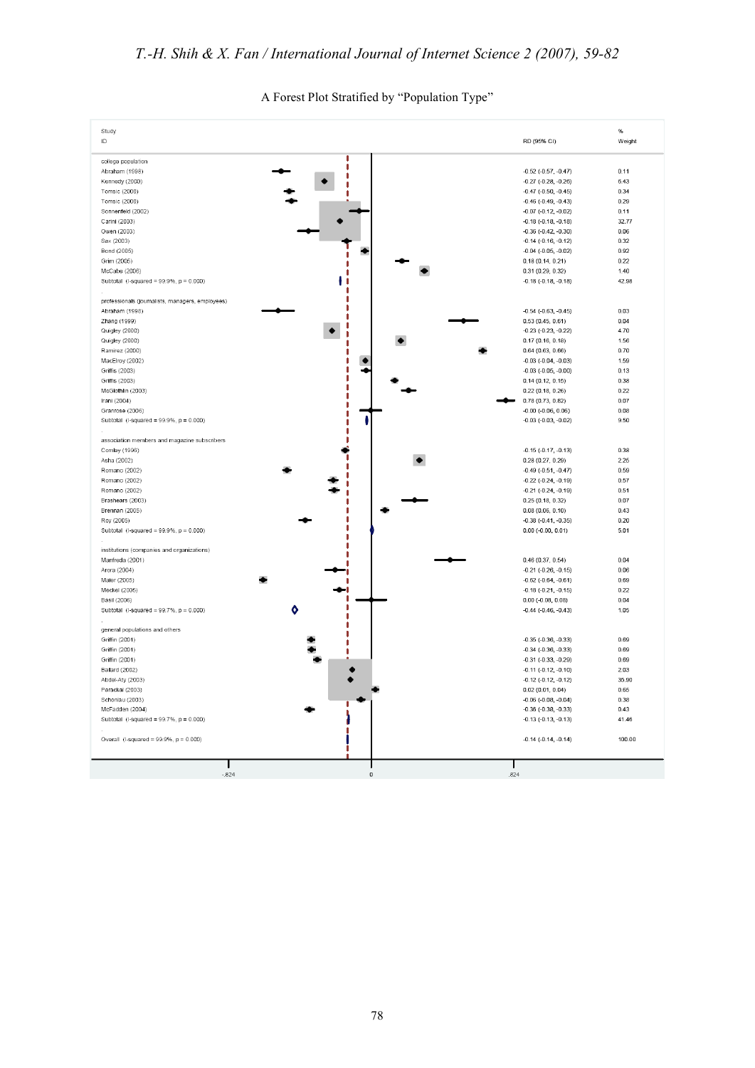A Forest Plot Stratified by "Population Type"

Study ID
RD (95% CI)
% Weight

college population
Abraham (1998) -0.52 (-0.57, -0.47) 0.11
Kennedy (2000) -0.27 (-0.28, -0.26) 6.43
Tomsic (2000) -0.47 (-0.50, -0.45) 0.34
Tomsic (2000) -0.46 (-0.49, -0.43) 0.29
Sonnenfeld (2002) -0.07 (-0.12, -0.02) 0.11
Carini (2003) -0.18 (-0.18, -0.18) 32.77
Owen (2003) -0.36 (-0.42, -0.30) 0.06
Sax (2003) -0.14 (-0.16, -0.12) 0.32
Bond (2005) -0.04 (-0.05, -0.02) 0.92
Grim (2005) 0.18 (0.14, 0.21) 0.22
McCabe (2006) 0.31 (0.29, 0.32) 1.40
Subtotal (I-squared = 99.9%, p = 0.000) -0.18 (-0.18, -0.18) 42.98

professionals (journalists, managers, employees)
Abraham (1998) -0.54 (-0.63, -0.45) 0.03
Zhang (1999) 0.53 (0.45, 0.61) 0.04
Quigley (2000) -0.23 (-0.23, -0.22) 4.70
Quigley (2000) 0.17 (0.16, 0.18) 1.56
Ramirez (2000) 0.64 (0.63, 0.66) 0.70
MacElroy (2002) -0.03 (-0.04, -0.03) 1.59
Griffis (2003) -0.03 (-0.05, -0.00) 0.13
Griffis (2003) 0.14 (0.12, 0.15) 0.38
McGlothlin (2003) 0.22 (0.18, 0.26) 0.22
Irani (2004) 0.78 (0.73, 0.82) 0.07
Granrose (2006) -0.00 (-0.06, 0.06) 0.08
Subtotal (I-squared = 99.9%, p = 0.000) -0.03 (-0.03, -0.02) 9.50

association members and magazine subscribers
Comley (1996) -0.15 (-0.17, -0.13) 0.38
Asha (2002) 0.28 (0.27, 0.29) 2.25
Romano (2002) -0.49 (-0.51, -0.47) 0.59
Romano (2002) -0.22 (-0.24, -0.19) 0.57
Romano (2002) -0.21 (-0.24, -0.19) 0.51
Brashears (2003) 0.25 (0.18, 0.32) 0.07
Brennan (2005) 0.08 (0.06, 0.10) 0.43
Roy (2005) -0.38 (-0.41, -0.35) 0.20
Subtotal (I-squared = 99.9%, p = 0.000) 0.00 (-0.00, 0.01) 5.01

institutions (companies and organizations)
Manfreda (2001) 0.46 (0.37, 0.54) 0.04
Arora (2004) -0.21 (-0.26, -0.15) 0.06
Maier (2005) -0.62 (-0.64, -0.61) 0.69
Meckel (2005) -0.18 (-0.21, -0.15) 0.22
Basil (2006) 0.00 (-0.08, 0.08) 0.04
Subtotal (I-squared = 99.7%, p = 0.000) -0.44 (-0.46, -0.43) 1.05

general populations and others
Griffin (2001) -0.35 (-0.36, -0.33) 0.69
Griffin (2001) -0.34 (-0.36, -0.33) 0.69
Griffin (2001) -0.31 (-0.33, -0.29) 0.69
Ballard (2002) -0.11 (-0.12, -0.10) 2.03
Abdel-Aty (2003) -0.12 (-0.12, -0.12) 35.90
Paracka! (2003) 0.02 (0.01, 0.04) 0.65
Schonlau (2003) -0.06 (-0.08, -0.04) 0.38
McFadden (2004) -0.36 (-0.38, -0.33) 0.43
Subtotal (I-squared = 99.7%, p = 0.000) -0.13 (-0.13, -0.13) 41.46

Overall (I-squared = 99.9%, p = 0.000) -0.14 (-0.14, -0.14) 100.00

-.824
0
.824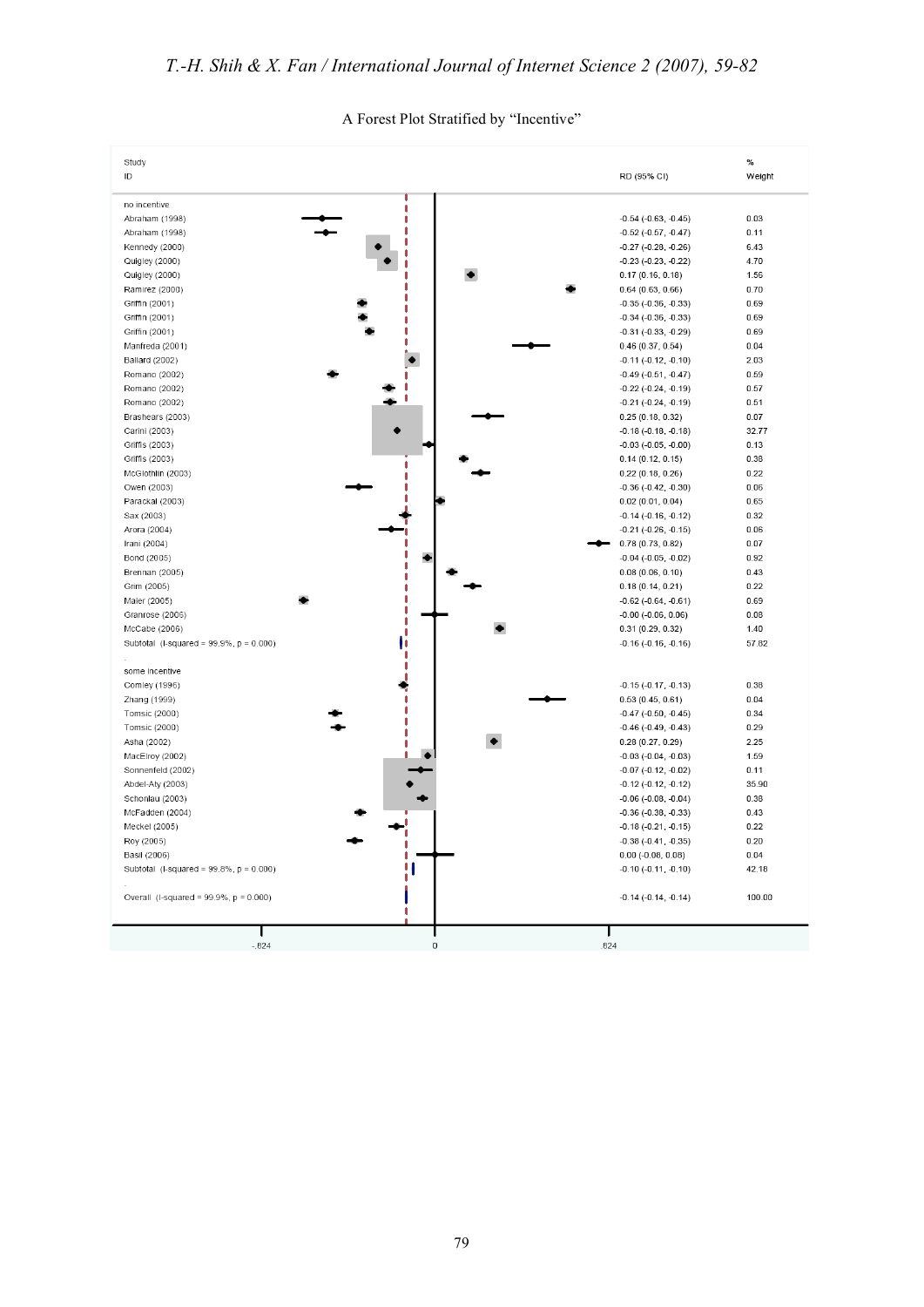A Forest Plot Stratified by "Incentive"

Study
ID
RD (95% CI)
%
Weight

no incentive
Abraham (1998) -0.54 (-0.63, -0.45) 0.03
Abraham (1998) -0.52 (-0.57, -0.47) 0.11
Kennedy (2000) -0.27 (-0.28, -0.26) 6.43
Quigley (2000) -0.23 (-0.23, -0.22) 4.70
Quigley (2000) 0.17 (0.16, 0.18) 1.56
Ramirez (2000) 0.64 (0.63, 0.66) 0.70
Griffin (2001) -0.35 (-0.36, -0.33) 0.69
Griffin (2001) -0.34 (-0.36, -0.33) 0.69
Griffin (2001) -0.31 (-0.33, -0.29) 0.69
Manfreda (2001) 0.46 (0.37, 0.54) 0.04
Ballard (2002) -0.11 (-0.12, -0.10) 2.03
Romano (2002) -0.49 (-0.51, -0.47) 0.59
Romano (2002) -0.22 (-0.24, -0.19) 0.57
Romano (2002) -0.21 (-0.24, -0.19) 0.51
Brashears (2003) 0.25 (0.18, 0.32) 0.07
Carini (2003) -0.18 (-0.18, -0.18) 32.77
Griffis (2003) -0.03 (-0.05, -0.00) 0.13
Griffis (2003) 0.14 (0.12, 0.15) 0.38
McGlothlin (2003) 0.22 (0.18, 0.26) 0.22
Owen (2003) -0.36 (-0.42, -0.30) 0.06
Parackal (2003) 0.02 (0.01, 0.04) 0.65
Sax (2003) -0.14 (-0.16, -0.12) 0.32
Arora (2004) -0.21 (-0.26, -0.15) 0.06
Irani (2004) 0.78 (0.73, 0.82) 0.07
Bond (2005) -0.04 (-0.05, -0.02) 0.92
Brennan (2005) 0.08 (0.06, 0.10) 0.43
Grim (2005) 0.18 (0.14, 0.21) 0.22
Maier (2005) -0.62 (-0.64, -0.61) 0.69
Granrose (2006) -0.00 (-0.06, 0.06) 0.08
McCabe (2006) 0.31 (0.29, 0.32) 1.40
Subtotal (I-squared = 99.9%, p = 0.000) -0.16 (-0.16, -0.16) 57.82

some incentive
Comley (1996) -0.15 (-0.17, -0.13) 0.38
Zhang (1999) 0.53 (0.45, 0.61) 0.04
Tomsic (2000) -0.47 (-0.50, -0.45) 0.34
Tomsic (2000) -0.46 (-0.49, -0.43) 0.29
Asha (2002) 0.28 (0.27, 0.29) 2.25
MacElroy (2002) -0.03 (-0.04, -0.03) 1.59
Sonnenfeld (2002) -0.07 (-0.12, -0.02) 0.11
Abdel-Aty (2003) -0.12 (-0.12, -0.12) 35.90
Schonlau (2003) -0.06 (-0.08, -0.04) 0.38
McFadden (2004) -0.36 (-0.38, -0.33) 0.43
Meckel (2005) -0.18 (-0.21, -0.15) 0.22
Roy (2005) -0.38 (-0.41, -0.35) 0.20
Basil (2006) 0.00 (-0.08, 0.08) 0.04
Subtotal (I-squared = 99.8%, p = 0.000) -0.10 (-0.11, -0.10) 42.18

Overall (I-squared = 99.9%, p = 0.000) -0.14 (-0.14, -0.14) 100.00

-.824
0
.824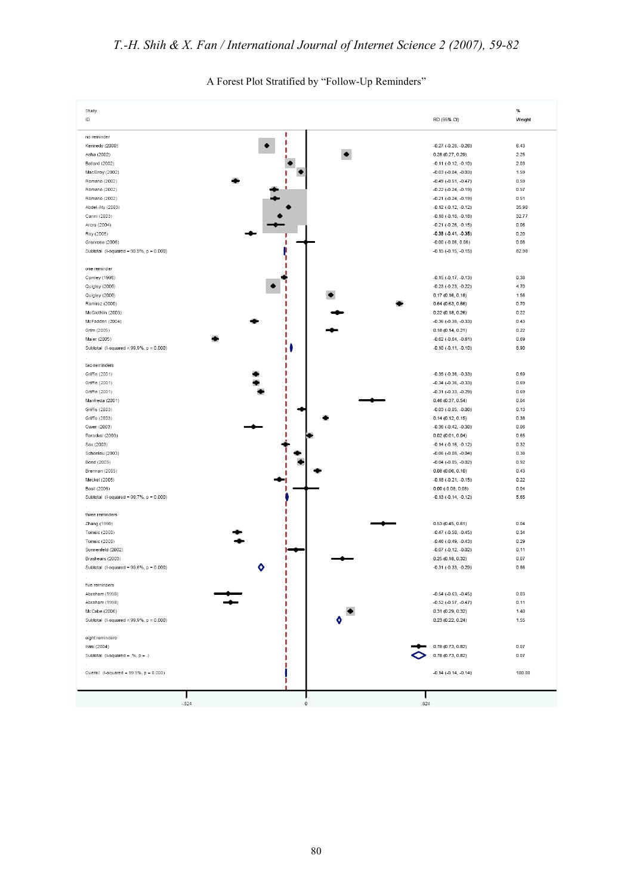A Forest Plot Stratified by "Follow-Up Reminders"

Study
ID

RD (95% CI)

%
Weight

no reminder
Kennedy (2000) -0.27 (-0.28, -0.26) 6.43
Asha (2002) 0.28 (0.27, 0.29) 2.25
Ballard (2002) -0.11 (-0.12, -0.10) 2.03
MacElroy (2002) -0.03 (-0.04, -0.03) 1.59
Romano (2002) -0.49 (-0.51, -0.47) 0.59
Romano (2002) -0.22 (-0.24, -0.19) 0.57
Romano (2002) -0.21 (-0.24, -0.19) 0.51
Abdel-Aty (2003) -0.12 (-0.12, -0.12) 35.90
Carini (2003) -0.18 (-0.18, -0.18) 32.77
Arora (2004) -0.21 (-0.26, -0.15) 0.06
Roy (2005) -0.38 (-0.41, -0.35) 0.20
Grenrose (2006) -0.00 (-0.06, 0.06) 0.08
Subtotal (I-squared = 99.9%, p = 0.000) -0.15 (-0.15, -0.15) 82.98

one reminder
Comley (1996) -0.15 (-0.17, -0.13) 0.38
Quigley (2000) -0.23 (-0.23, -0.22) 4.70
Quigley (2000) 0.17 (0.16, 0.18) 1.56
Ramirez (2000) 0.64 (0.63, 0.66) 0.70
McGlothlin (2003) 0.22 (0.18, 0.26) 0.22
McFadden (2004) -0.36 (-0.38, -0.33) 0.43
Grim (2005) 0.18 (0.14, 0.21) 0.22
Maier (2005) -0.62 (-0.64, -0.61) 0.69
Subtotal (I-squared = 99.9%, p = 0.000) -0.10 (-0.11, -0.10) 8.90

two reminders
Griffin (2001) -0.35 (-0.36, -0.33) 0.69
Griffin (2001) -0.34 (-0.36, -0.33) 0.69
Griffin (2001) -0.31 (-0.33, -0.29) 0.69
Manfreda (2001) 0.46 (0.37, 0.54) 0.04
Griffis (2003) -0.03 (-0.05, -0.00) 0.13
Griffis (2003) 0.14 (0.12, 0.15) 0.38
Owen (2003) -0.36 (-0.42, -0.30) 0.06
Paradkel (2003) 0.02 (0.01, 0.04) 0.65
Sax (2003) -0.14 (-0.16, -0.12) 0.32
Schonlau (2003) -0.06 (-0.08, -0.04) 0.38
Bond (2005) -0.04 (-0.05, -0.02) 0.92
Brennan (2005) 0.08 (0.06, 0.10) 0.43
Meckel (2005) -0.18 (-0.21, -0.15) 0.22
Basil (2006) 0.00 (-0.08, 0.08) 0.04
Subtotal (I-squared = 98.7%, p = 0.000) -0.13 (-0.14, -0.12) 5.65

three reminders
Zhang (1999) 0.53 (0.45, 0.61) 0.04
Tomsic (2000) -0.47 (-0.50, -0.45) 0.34
Tomsic (2000) -0.46 (-0.49, -0.43) 0.29
Sonnenfeld (2002) -0.07 (-0.12, -0.02) 0.11
Brashears (2003) 0.25 (0.18, 0.32) 0.07
Subtotal (I-squared = 99.6%, p = 0.000) -0.31 (-0.33, -0.29) 0.86

five reminders
Abraham (1998) -0.54 (-0.63, -0.45) 0.03
Abraham (1998) -0.52 (-0.57, -0.47) 0.11
McCabe (2006) 0.31 (0.29, 0.32) 1.40
Subtotal (I-squared = 99.9%, p = 0.000) 0.23 (0.22, 0.24) 1.55

eight reminders
Irani (2004) 0.78 (0.73, 0.82) 0.07
Subtotal (I-squared = .%, p = .) 0.78 (0.73, 0.82) 0.07

Overall (I-squared = 99.9%, p = 0.000) -0.14 (-0.14, -0.14) 100.00

-.824 0 .824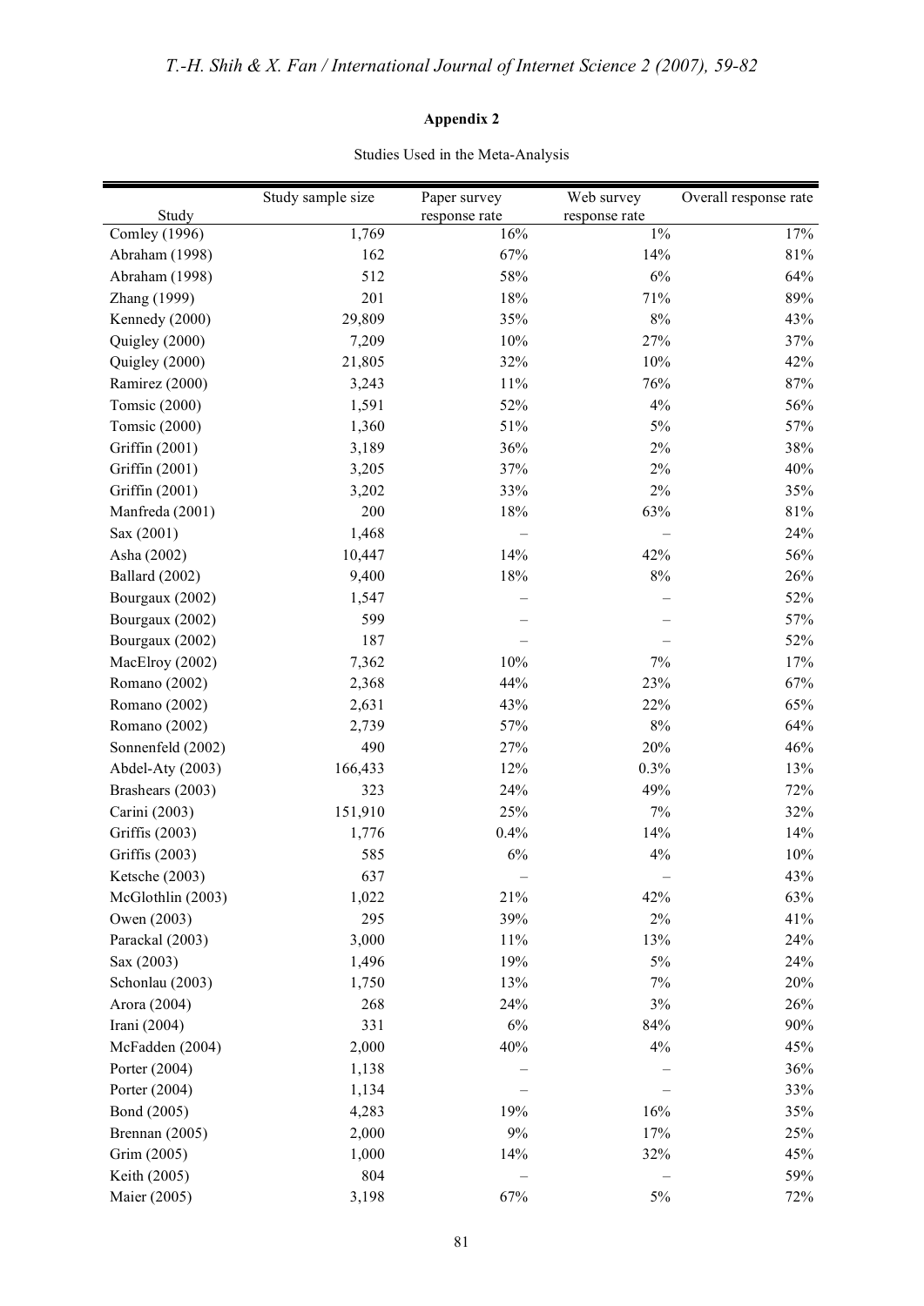**Appendix 2**

Studies Used in the Meta-Analysis

| Study | Study sample size | Paper survey response rate | Web survey response rate | Overall response rate |
|---|---|---|---|---|
| Comley (1996) | 1,769 | 16% | 1% | 17% |
| Abraham (1998) | 162 | 67% | 14% | 81% |
| Abraham (1998) | 512 | 58% | 6% | 64% |
| Zhang (1999) | 201 | 18% | 71% | 89% |
| Kennedy (2000) | 29,809 | 35% | 8% | 43% |
| Quigley (2000) | 7,209 | 10% | 27% | 37% |
| Quigley (2000) | 21,805 | 32% | 10% | 42% |
| Ramirez (2000) | 3,243 | 11% | 76% | 87% |
| Tomsic (2000) | 1,591 | 52% | 4% | 56% |
| Tomsic (2000) | 1,360 | 51% | 5% | 57% |
| Griffin (2001) | 3,189 | 36% | 2% | 38% |
| Griffin (2001) | 3,205 | 37% | 2% | 40% |
| Griffin (2001) | 3,202 | 33% | 2% | 35% |
| Manfreda (2001) | 200 | 18% | 63% | 81% |
| Sax (2001) | 1,468 | – | – | 24% |
| Asha (2002) | 10,447 | 14% | 42% | 56% |
| Ballard (2002) | 9,400 | 18% | 8% | 26% |
| Bourgaux (2002) | 1,547 | – | – | 52% |
| Bourgaux (2002) | 599 | – | – | 57% |
| Bourgaux (2002) | 187 | – | – | 52% |
| MacElroy (2002) | 7,362 | 10% | 7% | 17% |
| Romano (2002) | 2,368 | 44% | 23% | 67% |
| Romano (2002) | 2,631 | 43% | 22% | 65% |
| Romano (2002) | 2,739 | 57% | 8% | 64% |
| Sonnenfeld (2002) | 490 | 27% | 20% | 46% |
| Abdel-Aty (2003) | 166,433 | 12% | 0.3% | 13% |
| Brashears (2003) | 323 | 24% | 49% | 72% |
| Carini (2003) | 151,910 | 25% | 7% | 32% |
| Griffis (2003) | 1,776 | 0.4% | 14% | 14% |
| Griffis (2003) | 585 | 6% | 4% | 10% |
| Ketsche (2003) | 637 | – | – | 43% |
| McGlothlin (2003) | 1,022 | 21% | 42% | 63% |
| Owen (2003) | 295 | 39% | 2% | 41% |
| Parackal (2003) | 3,000 | 11% | 13% | 24% |
| Sax (2003) | 1,496 | 19% | 5% | 24% |
| Schonlau (2003) | 1,750 | 13% | 7% | 20% |
| Arora (2004) | 268 | 24% | 3% | 26% |
| Irani (2004) | 331 | 6% | 84% | 90% |
| McFadden (2004) | 2,000 | 40% | 4% | 45% |
| Porter (2004) | 1,138 | – | – | 36% |
| Porter (2004) | 1,134 | – | – | 33% |
| Bond (2005) | 4,283 | 19% | 16% | 35% |
| Brennan (2005) | 2,000 | 9% | 17% | 25% |
| Grim (2005) | 1,000 | 14% | 32% | 45% |
| Keith (2005) | 804 | – | – | 59% |
| Maier (2005) | 3,198 | 67% | 5% | 72% |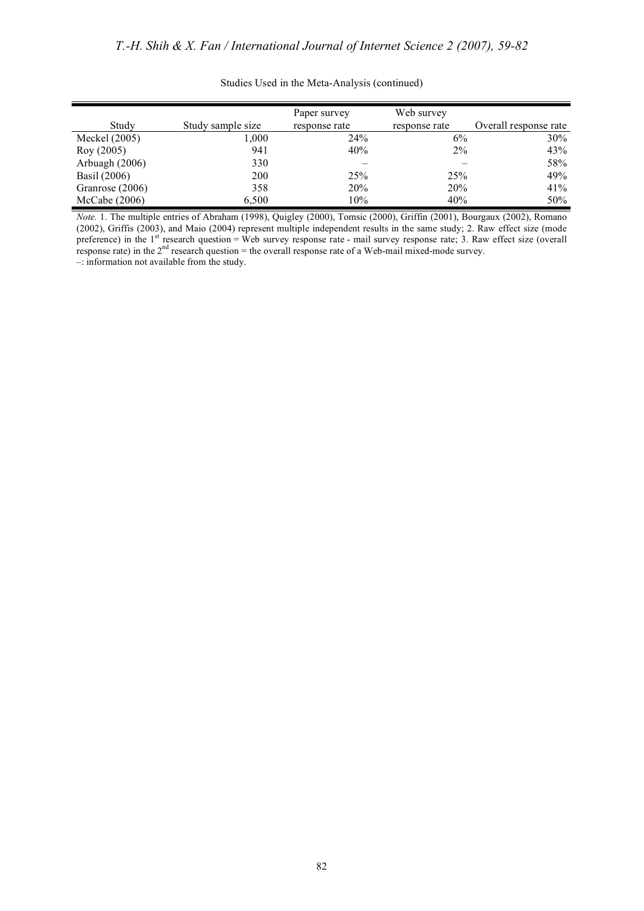Studies Used in the Meta-Analysis (continued)

| Study | Study sample size | Paper survey response rate | Web survey response rate | Overall response rate |
|---|---|---|---|---|
| Meckel (2005) | 1,000 | 24% | 6% | 30% |
| Roy (2005) | 941 | 40% | 2% | 43% |
| Arbuagh (2006) | 330 | – | – | 58% |
| Basil (2006) | 200 | 25% | 25% | 49% |
| Granrose (2006) | 358 | 20% | 20% | 41% |
| McCabe (2006) | 6,500 | 10% | 40% | 50% |

*Note.* 1. The multiple entries of Abraham (1998), Quigley (2000), Tomsic (2000), Griffin (2001), Bourgaux (2002), Romano (2002), Griffis (2003), and Maio (2004) represent multiple independent results in the same study; 2. Raw effect size (mode preference) in the 1st research question = Web survey response rate - mail survey response rate; 3. Raw effect size (overall response rate) in the 2nd research question = the overall response rate of a Web-mail mixed-mode survey.

–: information not available from the study.